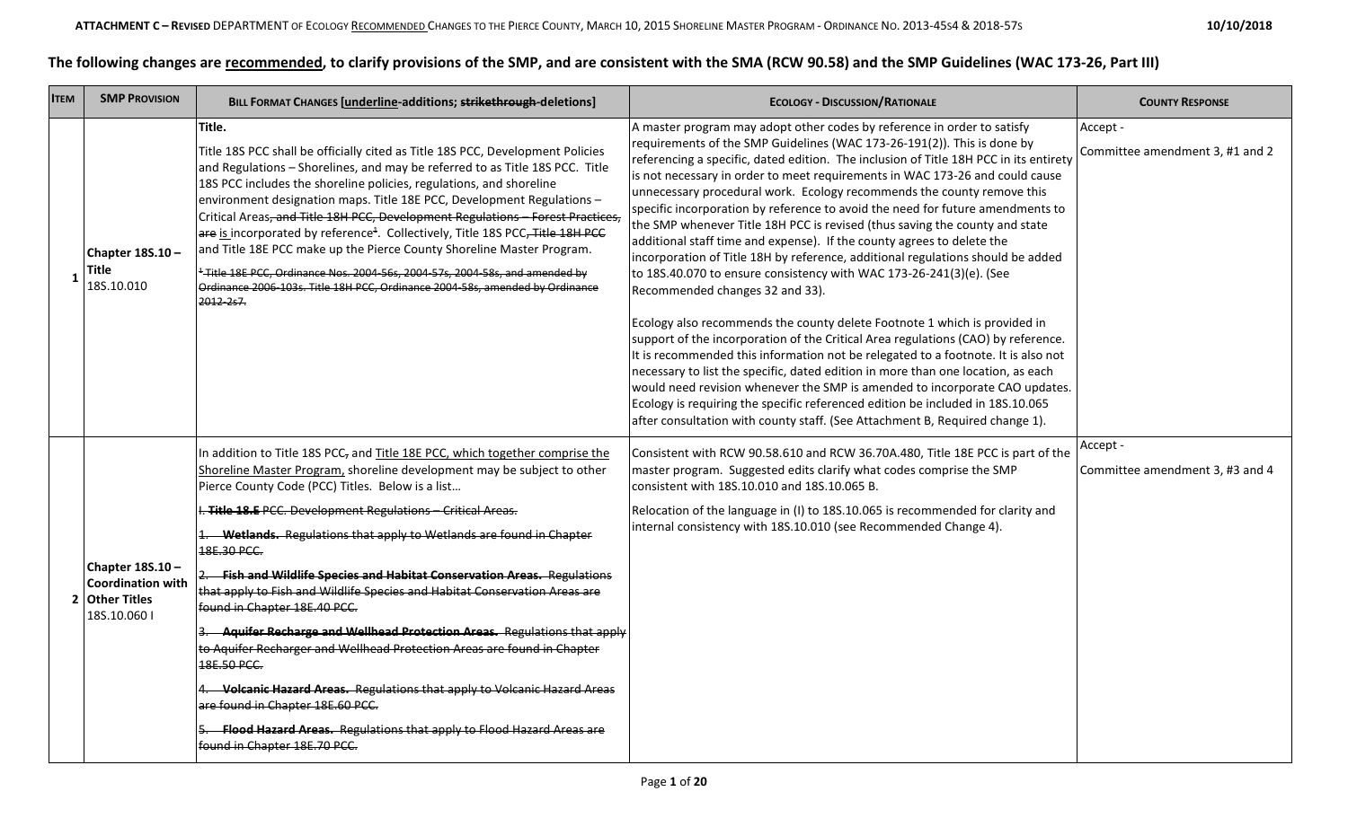## The following changes are <u>recommended</u>, to clarify provisions of the SMP, and are consistent with the SMA (RCW 90.58) and the SMP Guidelines (WAC 173-26, Part III)

| ITEM | SMP PROVISION | BILL FORMAT CHANGES [<u>underline</u>-additions; ~~strikethrough~~-deletions] | ECOLOGY - DISCUSSION/RATIONALE | COUNTY RESPONSE |
|---|---|---|---|---|
| 1 | **Chapter 18S.10 – Title** 18S.10.010 | **Title.**<br><br>Title 18S PCC shall be officially cited as Title 18S PCC, Development Policies and Regulations – Shorelines, and may be referred to as Title 18S PCC. Title 18S PCC includes the shoreline policies, regulations, and shoreline environment designation maps. Title 18E PCC, Development Regulations – Critical Areas~~, and Title 18H PCC, Development Regulations – Forest Practices,~~ ~~are~~ <u>is</u> incorporated by reference~~[1]~~. Collectively, Title 18S PCC~~, Title 18H PCC~~ and Title 18E PCC make up the Pierce County Shoreline Master Program.<br><br>~~[1] Title 18E PCC, Ordinance Nos. 2004-56s, 2004-57s, 2004-58s, and amended by Ordinance 2006-103s. Title 18H PCC, Ordinance 2004-58s, amended by Ordinance 2012-2s7.~~ | A master program may adopt other codes by reference in order to satisfy requirements of the SMP Guidelines (WAC 173-26-191(2)). This is done by referencing a specific, dated edition. The inclusion of Title 18H PCC in its entirety is not necessary in order to meet requirements in WAC 173-26 and could cause unnecessary procedural work. Ecology recommends the county remove this specific incorporation by reference to avoid the need for future amendments to the SMP whenever Title 18H PCC is revised (thus saving the county and state additional staff time and expense). If the county agrees to delete the incorporation of Title 18H by reference, additional regulations should be added to 18S.40.070 to ensure consistency with WAC 173-26-241(3)(e). (See Recommended changes 32 and 33).<br><br>Ecology also recommends the county delete Footnote 1 which is provided in support of the incorporation of the Critical Area regulations (CAO) by reference. It is recommended this information not be relegated to a footnote. It is also not necessary to list the specific, dated edition in more than one location, as each would need revision whenever the SMP is amended to incorporate CAO updates. Ecology is requiring the specific referenced edition be included in 18S.10.065 after consultation with county staff. (See Attachment B, Required change 1). | Accept -<br><br>Committee amendment 3, #1 and 2 |
| 2 | **Chapter 18S.10 – Coordination with Other Titles** 18S.10.060 I | In addition to Title 18S PCC~~,~~ and <u>Title 18E PCC, which together comprise the Shoreline Master Program,</u> shoreline development may be subject to other Pierce County Code (PCC) Titles. Below is a list…<br><br>~~I. **Title 18.E** PCC. Development Regulations – Critical Areas.~~<br><br>~~1. **Wetlands.** Regulations that apply to Wetlands are found in Chapter 18E.30 PCC.~~<br><br>~~2. **Fish and Wildlife Species and Habitat Conservation Areas.** Regulations that apply to Fish and Wildlife Species and Habitat Conservation Areas are found in Chapter 18E.40 PCC.~~<br><br>~~3. **Aquifer Recharge and Wellhead Protection Areas.** Regulations that apply to Aquifer Recharger and Wellhead Protection Areas are found in Chapter 18E.50 PCC.~~<br><br>~~4. **Volcanic Hazard Areas.** Regulations that apply to Volcanic Hazard Areas are found in Chapter 18E.60 PCC.~~<br><br>~~5. **Flood Hazard Areas.** Regulations that apply to Flood Hazard Areas are found in Chapter 18E.70 PCC.~~ | Consistent with RCW 90.58.610 and RCW 36.70A.480, Title 18E PCC is part of the master program. Suggested edits clarify what codes comprise the SMP consistent with 18S.10.010 and 18S.10.065 B.<br><br>Relocation of the language in (I) to 18S.10.065 is recommended for clarity and internal consistency with 18S.10.010 (see Recommended Change 4). | Accept -<br><br>Committee amendment 3, #3 and 4 |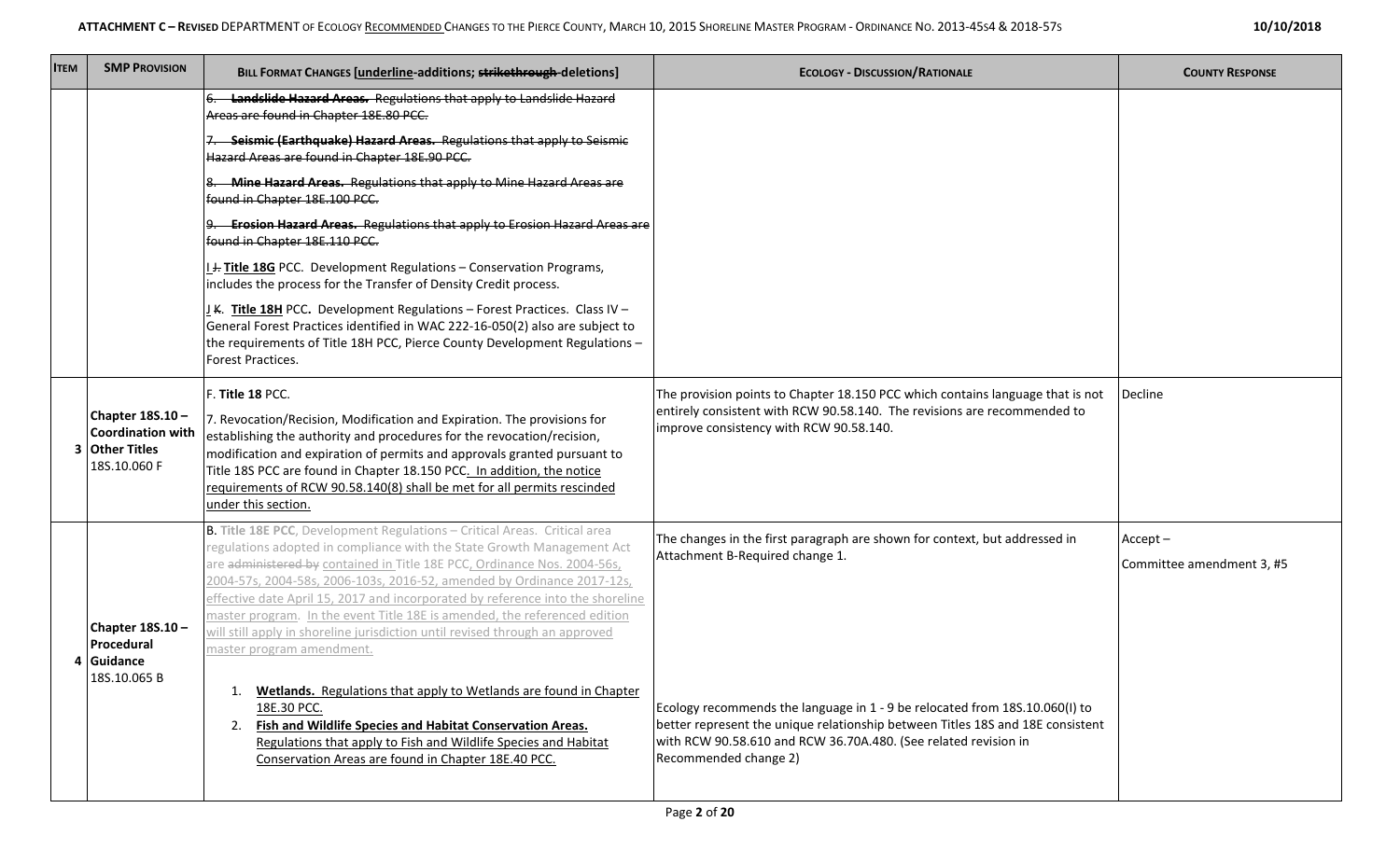| Item | SMP Provision | Bill Format Changes [underline-additions; ~~strikethrough~~ deletions] | Ecology - Discussion/Rationale | County Response |
|---|---|---|---|---|
| | | ~~6. **Landslide Hazard Areas.** Regulations that apply to Landslide Hazard Areas are found in Chapter 18E.80 PCC.~~<br><br>~~7. **Seismic (Earthquake) Hazard Areas.** Regulations that apply to Seismic Hazard Areas are found in Chapter 18E.90 PCC.~~<br><br>~~8. **Mine Hazard Areas.** Regulations that apply to Mine Hazard Areas are found in Chapter 18E.100 PCC.~~<br><br>~~9. **Erosion Hazard Areas.** Regulations that apply to Erosion Hazard Areas are found in Chapter 18E.110 PCC.~~<br><br><u>I</u> ~~J.~~ <u>**Title 18G**</u> PCC. Development Regulations – Conservation Programs, includes the process for the Transfer of Density Credit process.<br><br><u>J</u> ~~K.~~ <u>**Title 18H**</u> PCC. Development Regulations – Forest Practices. Class IV – General Forest Practices identified in WAC 222-16-050(2) also are subject to the requirements of Title 18H PCC, Pierce County Development Regulations – Forest Practices. | | |
| 3 | **Chapter 18S.10 – Coordination with Other Titles**<br>18S.10.060 F | F. **Title 18** PCC.<br><br>7. Revocation/Recision, Modification and Expiration. The provisions for establishing the authority and procedures for the revocation/recision, modification and expiration of permits and approvals granted pursuant to Title 18S PCC are found in Chapter 18.150 PCC<u>. In addition, the notice requirements of RCW 90.58.140(8) shall be met for all permits rescinded under this section.</u> | The provision points to Chapter 18.150 PCC which contains language that is not entirely consistent with RCW 90.58.140. The revisions are recommended to improve consistency with RCW 90.58.140. | Decline |
| 4 | **Chapter 18S.10 – Procedural Guidance**<br>18S.10.065 B | B. **Title 18E PCC**, Development Regulations – Critical Areas. Critical area regulations adopted in compliance with the State Growth Management Act are ~~administered by~~ <u>contained in</u> Title 18E PCC<u>, Ordinance Nos. 2004-56s, 2004-57s, 2004-58s, 2006-103s, 2016-52, amended by Ordinance 2017-12s, effective date April 15, 2017 and incorporated by reference into the shoreline master program. In the event Title 18E is amended, the referenced edition will still apply in shoreline jurisdiction until revised through an approved master program amendment.</u><br><br>1. <u>**Wetlands.** Regulations that apply to Wetlands are found in Chapter 18E.30 PCC.</u><br>2. <u>**Fish and Wildlife Species and Habitat Conservation Areas.** Regulations that apply to Fish and Wildlife Species and Habitat Conservation Areas are found in Chapter 18E.40 PCC.</u> | The changes in the first paragraph are shown for context, but addressed in Attachment B-Required change 1.<br><br>Ecology recommends the language in 1 - 9 be relocated from 18S.10.060(I) to better represent the unique relationship between Titles 18S and 18E consistent with RCW 90.58.610 and RCW 36.70A.480. (See related revision in Recommended change 2) | Accept –<br><br>Committee amendment 3, #5 |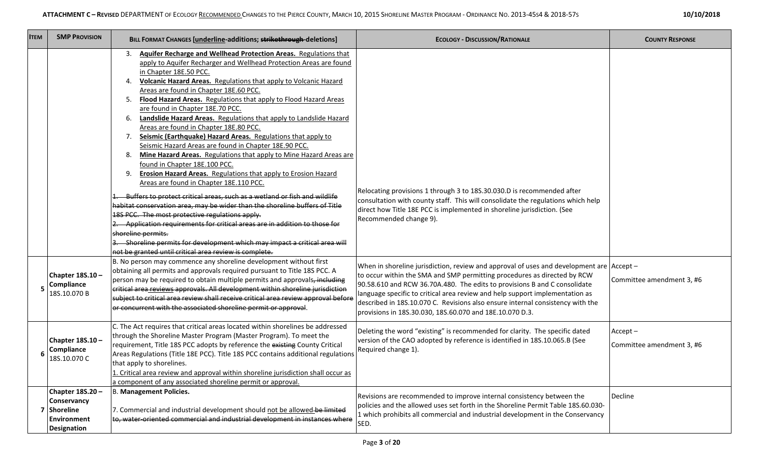| ITEM | SMP PROVISION | BILL FORMAT CHANGES [underline-additions; ~~strikethrough~~ deletions] | ECOLOGY - DISCUSSION/RATIONALE | COUNTY RESPONSE |
|---|---|---|---|---|
| | | 3. **Aquifer Recharge and Wellhead Protection Areas.** Regulations that apply to Aquifer Recharger and Wellhead Protection Areas are found in Chapter 18E.50 PCC.<br>4. **Volcanic Hazard Areas.** Regulations that apply to Volcanic Hazard Areas are found in Chapter 18E.60 PCC.<br>5. **Flood Hazard Areas.** Regulations that apply to Flood Hazard Areas are found in Chapter 18E.70 PCC.<br>6. **Landslide Hazard Areas.** Regulations that apply to Landslide Hazard Areas are found in Chapter 18E.80 PCC.<br>7. **Seismic (Earthquake) Hazard Areas.** Regulations that apply to Seismic Hazard Areas are found in Chapter 18E.90 PCC.<br>8. **Mine Hazard Areas.** Regulations that apply to Mine Hazard Areas are found in Chapter 18E.100 PCC.<br>9. **Erosion Hazard Areas.** Regulations that apply to Erosion Hazard Areas are found in Chapter 18E.110 PCC.<br>~~1. Buffers to protect critical areas, such as a wetland or fish and wildlife habitat conservation area, may be wider than the shoreline buffers of Title 18S PCC. The most protective regulations apply.~~<br>~~2. Application requirements for critical areas are in addition to those for shoreline permits.~~<br>~~3. Shoreline permits for development which may impact a critical area will not be granted until critical area review is complete.~~ | Relocating provisions 1 through 3 to 18S.30.030.D is recommended after consultation with county staff. This will consolidate the regulations which help direct how Title 18E PCC is implemented in shoreline jurisdiction. (See Recommended change 9). | |
| 5 | **Chapter 18S.10 – Compliance** 18S.10.070 B | B. No person may commence any shoreline development without first obtaining all permits and approvals required pursuant to Title 18S PCC. A person may be required to obtain multiple permits and approvals~~, including critical area reviews approvals. All development within shoreline jurisdiction subject to critical area review shall receive critical area review approval before or concurrent with the associated shoreline permit or approval~~. | When in shoreline jurisdiction, review and approval of uses and development are to occur within the SMA and SMP permitting procedures as directed by RCW 90.58.610 and RCW 36.70A.480. The edits to provisions B and C consolidate language specific to critical area review and help support implementation as described in 18S.10.070 C. Revisions also ensure internal consistency with the provisions in 18S.30.030, 18S.60.070 and 18E.10.070 D.3. | Accept – Committee amendment 3, #6 |
| 6 | **Chapter 18S.10 – Compliance** 18S.10.070 C | C. The Act requires that critical areas located within shorelines be addressed through the Shoreline Master Program (Master Program). To meet the requirement, Title 18S PCC adopts by reference the ~~existing~~ County Critical Areas Regulations (Title 18E PCC). Title 18S PCC contains additional regulations that apply to shorelines.<br>1. Critical area review and approval within shoreline jurisdiction shall occur as a component of any associated shoreline permit or approval. | Deleting the word "existing" is recommended for clarity. The specific dated version of the CAO adopted by reference is identified in 18S.10.065.B (See Required change 1). | Accept – Committee amendment 3, #6 |
| 7 | **Chapter 18S.20 – Conservancy Shoreline Environment Designation** | B. **Management Policies.**<br><br>7. Commercial and industrial development should not be allowed ~~be limited to, water-oriented commercial and industrial development in instances where~~ | Revisions are recommended to improve internal consistency between the policies and the allowed uses set forth in the Shoreline Permit Table 18S.60.030-1 which prohibits all commercial and industrial development in the Conservancy SED. | Decline |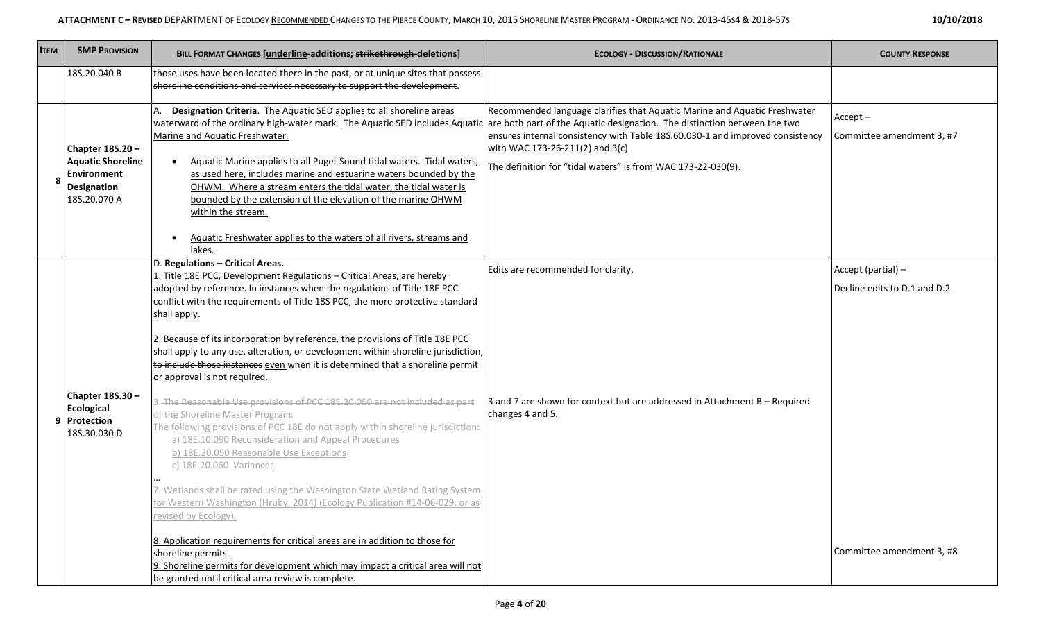| Item | SMP Provision | Bill Format Changes [underline-additions; ~~strikethrough~~-deletions] | Ecology - Discussion/Rationale | County Response |
|---|---|---|---|---|
| | 18S.20.040 B | ~~those uses have been located there in the past, or at unique sites that possess shoreline conditions and services necessary to support the development~~. | | |
| 8 | **Chapter 18S.20 – Aquatic Shoreline Environment Designation** 18S.20.070 A | A. **Designation Criteria**. The Aquatic SED applies to all shoreline areas waterward of the ordinary high-water mark. <u>The Aquatic SED includes Aquatic Marine and Aquatic Freshwater.</u><br><br>• <u>Aquatic Marine applies to all Puget Sound tidal waters. Tidal waters, as used here, includes marine and estuarine waters bounded by the OHWM. Where a stream enters the tidal water, the tidal water is bounded by the extension of the elevation of the marine OHWM within the stream.</u><br><br>• <u>Aquatic Freshwater applies to the waters of all rivers, streams and lakes.</u> | Recommended language clarifies that Aquatic Marine and Aquatic Freshwater are both part of the Aquatic designation. The distinction between the two ensures internal consistency with Table 18S.60.030-1 and improved consistency with WAC 173-26-211(2) and 3(c).<br><br>The definition for "tidal waters" is from WAC 173-22-030(9). | Accept –<br><br>Committee amendment 3, #7 |
| 9 | **Chapter 18S.30 – Ecological Protection** 18S.30.030 D | D. **Regulations – Critical Areas.**<br>1. Title 18E PCC, Development Regulations – Critical Areas, are ~~hereby~~ adopted by reference. In instances when the regulations of Title 18E PCC conflict with the requirements of Title 18S PCC, the more protective standard shall apply.<br><br>2. Because of its incorporation by reference, the provisions of Title 18E PCC shall apply to any use, alteration, or development within shoreline jurisdiction, ~~to include those instances~~ <u>even</u> when it is determined that a shoreline permit or approval is not required.<br><br>3. ~~The Reasonable Use provisions of PCC 18E.20.050 are not included as part of the Shoreline Master Program.~~<br><u>The following provisions of PCC 18E do not apply within shoreline jurisdiction:</u><br><u>a) 18E.10.090 Reconsideration and Appeal Procedures</u><br><u>b) 18E.20.050 Reasonable Use Exceptions</u><br><u>c) 18E.20.060 Variances</u><br>…<br><u>7. Wetlands shall be rated using the Washington State Wetland Rating System for Western Washington (Hruby, 2014) (Ecology Publication #14-06-029, or as revised by Ecology).</u><br><br><u>8. Application requirements for critical areas are in addition to those for shoreline permits.</u><br><u>9. Shoreline permits for development which may impact a critical area will not be granted until critical area review is complete.</u> | Edits are recommended for clarity.<br><br>3 and 7 are shown for context but are addressed in Attachment B – Required changes 4 and 5. | Accept (partial) –<br><br>Decline edits to D.1 and D.2<br><br>Committee amendment 3, #8 |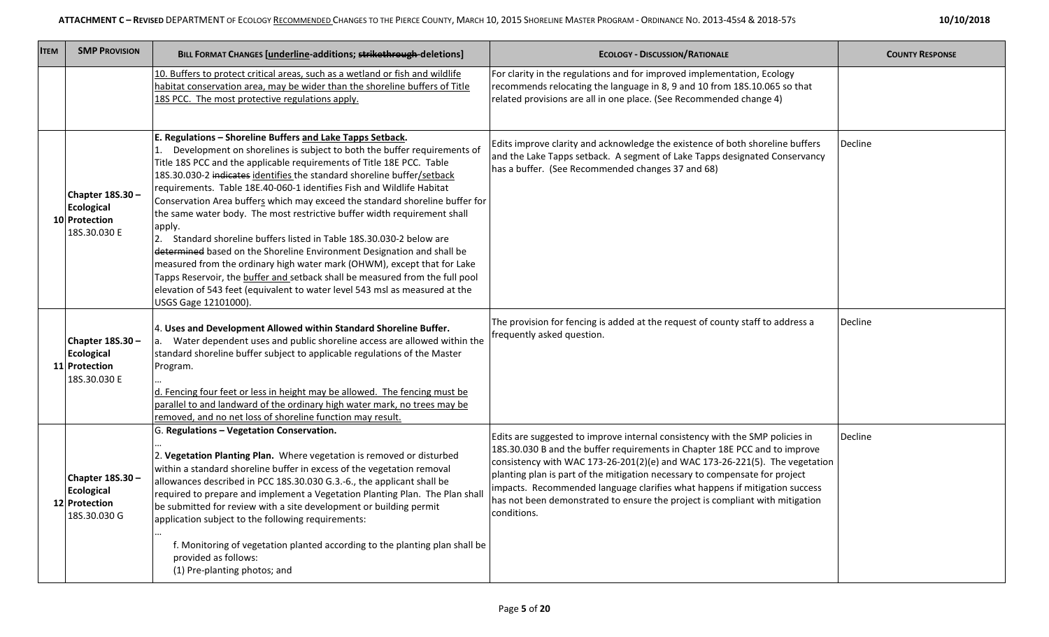| Item | SMP Provision | Bill Format Changes [<u>underline</u>-additions; ~~strikethrough~~ -deletions] | Ecology - Discussion/Rationale | County Response |
|---|---|---|---|---|
| | | <u>10. Buffers to protect critical areas, such as a wetland or fish and wildlife habitat conservation area, may be wider than the shoreline buffers of Title 18S PCC. The most protective regulations apply.</u> | For clarity in the regulations and for improved implementation, Ecology recommends relocating the language in 8, 9 and 10 from 18S.10.065 so that related provisions are all in one place. (See Recommended change 4) | |
| 10 | **Chapter 18S.30 – Ecological Protection** 18S.30.030 E | **E. Regulations – Shoreline Buffers <u>and Lake Tapps Setback</u>.**<br>1. Development on shorelines is subject to both the buffer requirements of Title 18S PCC and the applicable requirements of Title 18E PCC. Table 18S.30.030-2 ~~indicates~~ <u>identifies</u> the standard shoreline buffer<u>/setback</u> requirements. Table 18E.40-060-1 identifies Fish and Wildlife Habitat Conservation Area buffer<u>s</u> which may exceed the standard shoreline buffer for the same water body. The most restrictive buffer width requirement shall apply.<br>2. Standard shoreline buffers listed in Table 18S.30.030-2 below are ~~determined~~ based on the Shoreline Environment Designation and shall be measured from the ordinary high water mark (OHWM), except that for Lake Tapps Reservoir, the <u>buffer and</u> setback shall be measured from the full pool elevation of 543 feet (equivalent to water level 543 msl as measured at the USGS Gage 12101000). | Edits improve clarity and acknowledge the existence of both shoreline buffers and the Lake Tapps setback. A segment of Lake Tapps designated Conservancy has a buffer. (See Recommended changes 37 and 68) | Decline |
| 11 | **Chapter 18S.30 – Ecological Protection** 18S.30.030 E | 4. **Uses and Development Allowed within Standard Shoreline Buffer.**<br>a. Water dependent uses and public shoreline access are allowed within the standard shoreline buffer subject to applicable regulations of the Master Program.<br>…<br><u>d. Fencing four feet or less in height may be allowed. The fencing must be parallel to and landward of the ordinary high water mark, no trees may be removed, and no net loss of shoreline function may result.</u> | The provision for fencing is added at the request of county staff to address a frequently asked question. | Decline |
| 12 | **Chapter 18S.30 – Ecological Protection** 18S.30.030 G | G. **Regulations – Vegetation Conservation.**<br>…<br>2. **Vegetation Planting Plan.** Where vegetation is removed or disturbed within a standard shoreline buffer in excess of the vegetation removal allowances described in PCC 18S.30.030 G.3.-6., the applicant shall be required to prepare and implement a Vegetation Planting Plan. The Plan shall be submitted for review with a site development or building permit application subject to the following requirements:<br>…<br>f. Monitoring of vegetation planted according to the planting plan shall be provided as follows:<br>(1) Pre-planting photos; and | Edits are suggested to improve internal consistency with the SMP policies in 18S.30.030 B and the buffer requirements in Chapter 18E PCC and to improve consistency with WAC 173-26-201(2)(e) and WAC 173-26-221(5). The vegetation planting plan is part of the mitigation necessary to compensate for project impacts. Recommended language clarifies what happens if mitigation success has not been demonstrated to ensure the project is compliant with mitigation conditions. | Decline |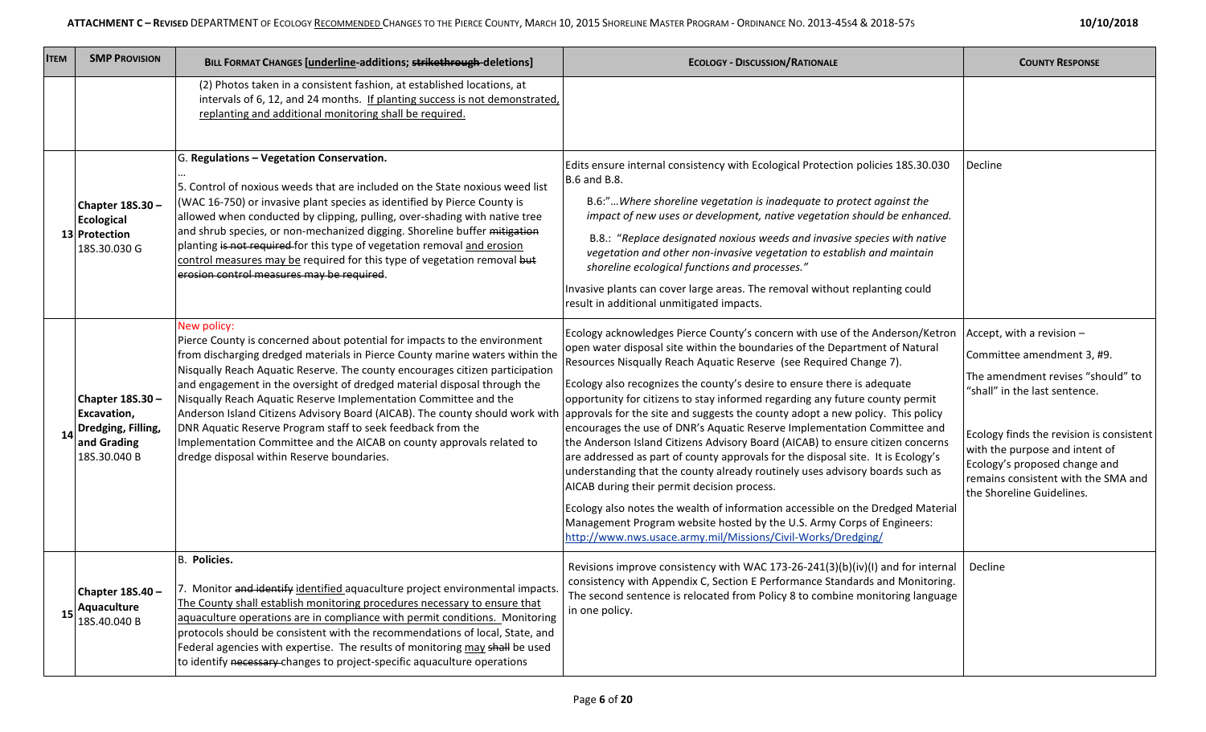ATTACHMENT C – REVISED DEPARTMENT OF ECOLOGY RECOMMENDED CHANGES TO THE PIERCE COUNTY, MARCH 10, 2015 SHORELINE MASTER PROGRAM - ORDINANCE NO. 2013-45S4 & 2018-57S — 10/10/2018

| ITEM | SMP PROVISION | BILL FORMAT CHANGES [underline-additions; ~~strikethrough~~ deletions] | ECOLOGY - DISCUSSION/RATIONALE | COUNTY RESPONSE |
|---|---|---|---|---|
| | | (2) Photos taken in a consistent fashion, at established locations, at intervals of 6, 12, and 24 months. <u>If planting success is not demonstrated, replanting and additional monitoring shall be required.</u> | | |
| 13 | **Chapter 18S.30 – Ecological Protection** 18S.30.030 G | G. **Regulations – Vegetation Conservation.**<br>…<br>5. Control of noxious weeds that are included on the State noxious weed list (WAC 16-750) or invasive plant species as identified by Pierce County is allowed when conducted by clipping, pulling, over-shading with native tree and shrub species, or non-mechanized digging. Shoreline buffer ~~mitigation~~ planting ~~is not required~~ for this type of vegetation removal <u>and erosion control measures may be</u> required for this type of vegetation removal ~~but erosion control measures may be required~~. | Edits ensure internal consistency with Ecological Protection policies 18S.30.030 B.6 and B.8.<br>B.6:"…*Where shoreline vegetation is inadequate to protect against the impact of new uses or development, native vegetation should be enhanced.*<br>B.8.: "*Replace designated noxious weeds and invasive species with native vegetation and other non-invasive vegetation to establish and maintain shoreline ecological functions and processes.*"<br>Invasive plants can cover large areas. The removal without replanting could result in additional unmitigated impacts. | Decline |
| 14 | **Chapter 18S.30 – Excavation, Dredging, Filling, and Grading** 18S.30.040 B | New policy:<br>Pierce County is concerned about potential for impacts to the environment from discharging dredged materials in Pierce County marine waters within the Nisqually Reach Aquatic Reserve. The county encourages citizen participation and engagement in the oversight of dredged material disposal through the Nisqually Reach Aquatic Reserve Implementation Committee and the Anderson Island Citizens Advisory Board (AICAB). The county should work with DNR Aquatic Reserve Program staff to seek feedback from the Implementation Committee and the AICAB on county approvals related to dredge disposal within Reserve boundaries. | Ecology acknowledges Pierce County's concern with use of the Anderson/Ketron open water disposal site within the boundaries of the Department of Natural Resources Nisqually Reach Aquatic Reserve (see Required Change 7).<br>Ecology also recognizes the county's desire to ensure there is adequate opportunity for citizens to stay informed regarding any future county permit approvals for the site and suggests the county adopt a new policy. This policy encourages the use of DNR's Aquatic Reserve Implementation Committee and the Anderson Island Citizens Advisory Board (AICAB) to ensure citizen concerns are addressed as part of county approvals for the disposal site. It is Ecology's understanding that the county already routinely uses advisory boards such as AICAB during their permit decision process.<br>Ecology also notes the wealth of information accessible on the Dredged Material Management Program website hosted by the U.S. Army Corps of Engineers: http://www.nws.usace.army.mil/Missions/Civil-Works/Dredging/ | Accept, with a revision –<br>Committee amendment 3, #9.<br>The amendment revises "should" to "shall" in the last sentence.<br>Ecology finds the revision is consistent with the purpose and intent of Ecology's proposed change and remains consistent with the SMA and the Shoreline Guidelines. |
| 15 | **Chapter 18S.40 – Aquaculture** 18S.40.040 B | B. **Policies.**<br>7. Monitor ~~and identify~~ <u>identified</u> aquaculture project environmental impacts. <u>The County shall establish monitoring procedures necessary to ensure that aquaculture operations are in compliance with permit conditions.</u> Monitoring protocols should be consistent with the recommendations of local, State, and Federal agencies with expertise. The results of monitoring <u>may</u> ~~shall~~ be used to identify ~~necessary~~ changes to project-specific aquaculture operations | Revisions improve consistency with WAC 173-26-241(3)(b)(iv)(I) and for internal consistency with Appendix C, Section E Performance Standards and Monitoring. The second sentence is relocated from Policy 8 to combine monitoring language in one policy. | Decline |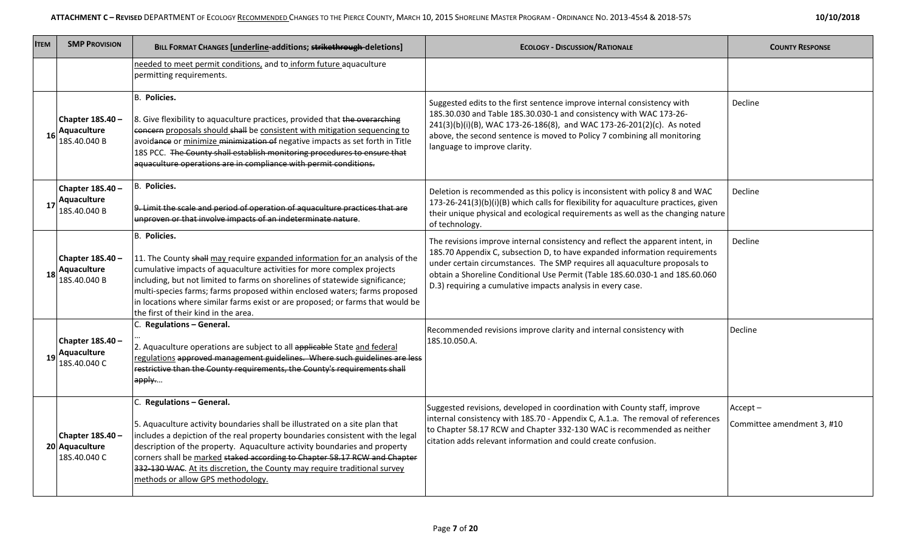| ITEM | SMP PROVISION | BILL FORMAT CHANGES [underline-additions; ~~strikethrough~~ deletions] | ECOLOGY - DISCUSSION/RATIONALE | COUNTY RESPONSE |
|---|---|---|---|---|
| | | <u>needed to meet permit conditions,</u> and to <u>inform future</u> aquaculture permitting requirements. | | |
| 16 | **Chapter 18S.40 – Aquaculture** 18S.40.040 B | B. **Policies.**<br><br>8. Give flexibility to aquaculture practices, provided that ~~the overarching concern~~ <u>proposals should</u> ~~shall~~ be <u>consistent with mitigation sequencing to</u> avoid~~ance~~ or <u>minimize</u> ~~minimization of~~ negative impacts as set forth in Title 18S PCC. ~~The County shall establish monitoring procedures to ensure that aquaculture operations are in compliance with permit conditions.~~ | Suggested edits to the first sentence improve internal consistency with 18S.30.030 and Table 18S.30.030-1 and consistency with WAC 173-26-241(3)(b)(i)(B), WAC 173-26-186(8), and WAC 173-26-201(2)(c). As noted above, the second sentence is moved to Policy 7 combining all monitoring language to improve clarity. | Decline |
| 17 | **Chapter 18S.40 – Aquaculture** 18S.40.040 B | B. **Policies.**<br><br>~~9. Limit the scale and period of operation of aquaculture practices that are unproven or that involve impacts of an indeterminate nature~~. | Deletion is recommended as this policy is inconsistent with policy 8 and WAC 173-26-241(3)(b)(i)(B) which calls for flexibility for aquaculture practices, given their unique physical and ecological requirements as well as the changing nature of technology. | Decline |
| 18 | **Chapter 18S.40 – Aquaculture** 18S.40.040 B | B. **Policies.**<br><br>11. The County ~~shall~~ <u>may</u> require <u>expanded information for</u> an analysis of the cumulative impacts of aquaculture activities for more complex projects including, but not limited to farms on shorelines of statewide significance; multi-species farms; farms proposed within enclosed waters; farms proposed in locations where similar farms exist or are proposed; or farms that would be the first of their kind in the area. | The revisions improve internal consistency and reflect the apparent intent, in 18S.70 Appendix C, subsection D, to have expanded information requirements under certain circumstances. The SMP requires all aquaculture proposals to obtain a Shoreline Conditional Use Permit (Table 18S.60.030-1 and 18S.60.060 D.3) requiring a cumulative impacts analysis in every case. | Decline |
| 19 | **Chapter 18S.40 – Aquaculture** 18S.40.040 C | C. **Regulations – General.**<br>…<br>2. Aquaculture operations are subject to all ~~applicable~~ State <u>and federal regulations</u> ~~approved management guidelines. Where such guidelines are less restrictive than the County requirements, the County's requirements shall apply.~~… | Recommended revisions improve clarity and internal consistency with 18S.10.050.A. | Decline |
| 20 | **Chapter 18S.40 – Aquaculture** 18S.40.040 C | C. **Regulations – General.**<br><br>5. Aquaculture activity boundaries shall be illustrated on a site plan that includes a depiction of the real property boundaries consistent with the legal description of the property. Aquaculture activity boundaries and property corners shall be <u>marked</u> ~~staked according to Chapter 58.17 RCW and Chapter 332-130 WAC~~. <u>At its discretion, the County may require traditional survey methods or allow GPS methodology.</u> | Suggested revisions, developed in coordination with County staff, improve internal consistency with 18S.70 - Appendix C, A.1.a. The removal of references to Chapter 58.17 RCW and Chapter 332-130 WAC is recommended as neither citation adds relevant information and could create confusion. | Accept –<br>Committee amendment 3, #10 |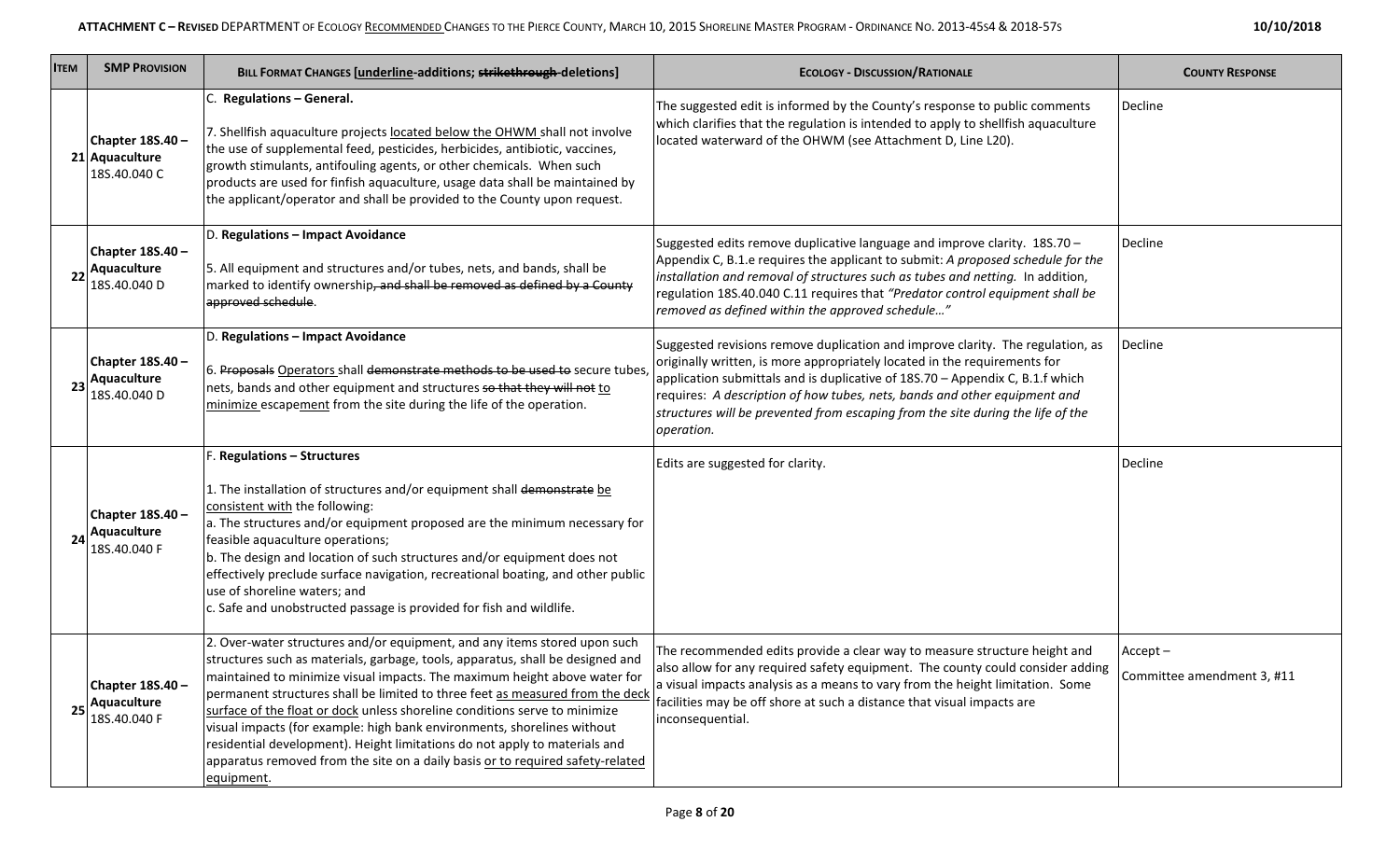| Item | SMP Provision | Bill Format Changes [<u>underline</u>-additions; ~~strikethrough~~-deletions] | Ecology - Discussion/Rationale | County Response |
|---|---|---|---|---|
| 21 | **Chapter 18S.40 – Aquaculture** 18S.40.040 C | C. **Regulations – General.**<br><br>7. Shellfish aquaculture projects <u>located below the OHWM</u> shall not involve the use of supplemental feed, pesticides, herbicides, antibiotic, vaccines, growth stimulants, antifouling agents, or other chemicals. When such products are used for finfish aquaculture, usage data shall be maintained by the applicant/operator and shall be provided to the County upon request. | The suggested edit is informed by the County's response to public comments which clarifies that the regulation is intended to apply to shellfish aquaculture located waterward of the OHWM (see Attachment D, Line L20). | Decline |
| 22 | **Chapter 18S.40 – Aquaculture** 18S.40.040 D | D. **Regulations – Impact Avoidance**<br><br>5. All equipment and structures and/or tubes, nets, and bands, shall be marked to identify ownership~~, and shall be removed as defined by a County approved schedule~~. | Suggested edits remove duplicative language and improve clarity. 18S.70 – Appendix C, B.1.e requires the applicant to submit: *A proposed schedule for the installation and removal of structures such as tubes and netting.* In addition, regulation 18S.40.040 C.11 requires that *"Predator control equipment shall be removed as defined within the approved schedule…"* | Decline |
| 23 | **Chapter 18S.40 – Aquaculture** 18S.40.040 D | D. **Regulations – Impact Avoidance**<br><br>6. ~~Proposals~~ <u>Operators</u> shall ~~demonstrate methods to be used to~~ secure tubes, nets, bands and other equipment and structures ~~so that they will not~~ <u>to minimize</u> escape<u>ment</u> from the site during the life of the operation. | Suggested revisions remove duplication and improve clarity. The regulation, as originally written, is more appropriately located in the requirements for application submittals and is duplicative of 18S.70 – Appendix C, B.1.f which requires: *A description of how tubes, nets, bands and other equipment and structures will be prevented from escaping from the site during the life of the operation.* | Decline |
| 24 | **Chapter 18S.40 – Aquaculture** 18S.40.040 F | F. **Regulations – Structures**<br><br>1. The installation of structures and/or equipment shall ~~demonstrate~~ <u>be consistent with</u> the following:<br>a. The structures and/or equipment proposed are the minimum necessary for feasible aquaculture operations;<br>b. The design and location of such structures and/or equipment does not effectively preclude surface navigation, recreational boating, and other public use of shoreline waters; and<br>c. Safe and unobstructed passage is provided for fish and wildlife. | Edits are suggested for clarity. | Decline |
| 25 | **Chapter 18S.40 – Aquaculture** 18S.40.040 F | 2. Over-water structures and/or equipment, and any items stored upon such structures such as materials, garbage, tools, apparatus, shall be designed and maintained to minimize visual impacts. The maximum height above water for permanent structures shall be limited to three feet <u>as measured from the deck surface of the float or dock</u> unless shoreline conditions serve to minimize visual impacts (for example: high bank environments, shorelines without residential development). Height limitations do not apply to materials and apparatus removed from the site on a daily basis <u>or to required safety-related equipment</u>. | The recommended edits provide a clear way to measure structure height and also allow for any required safety equipment. The county could consider adding a visual impacts analysis as a means to vary from the height limitation. Some facilities may be off shore at such a distance that visual impacts are inconsequential. | Accept –<br>Committee amendment 3, #11 |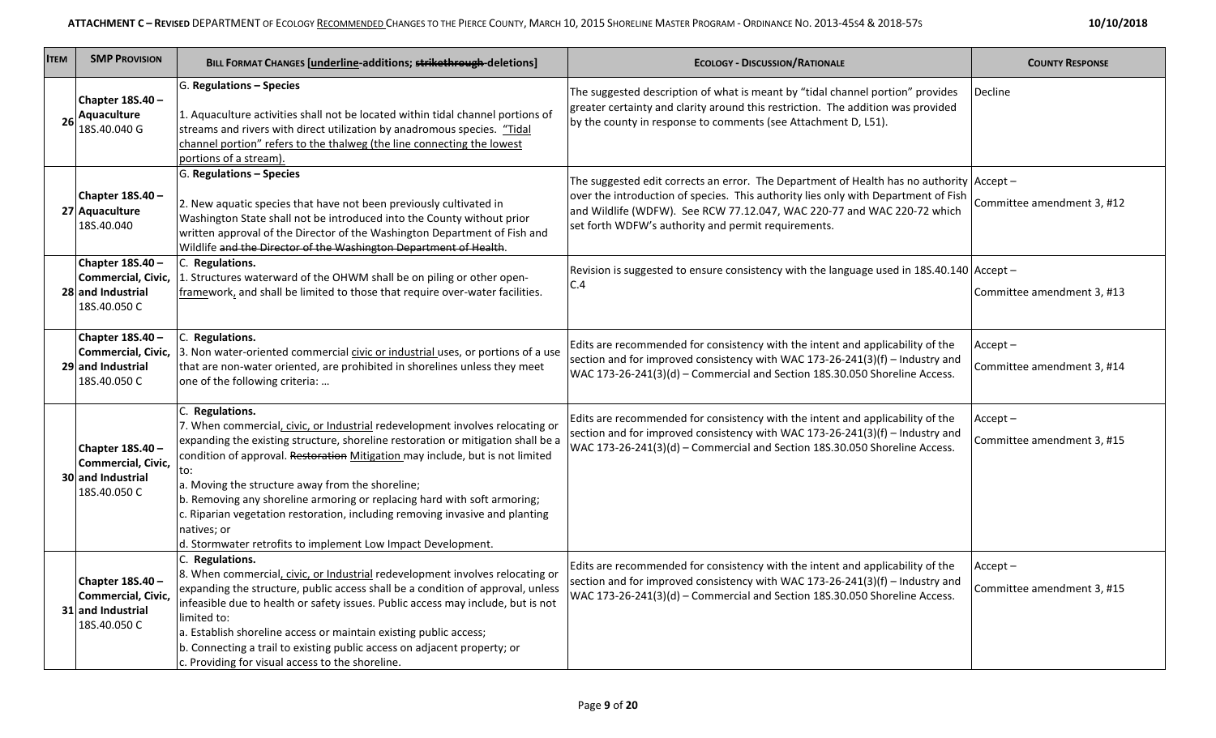| Item | SMP Provision | Bill Format Changes [underline-additions; ~~strikethrough~~ deletions] | Ecology - Discussion/Rationale | County Response |
|---|---|---|---|---|
| 26 | **Chapter 18S.40 – Aquaculture** 18S.40.040 G | G. **Regulations – Species**<br><br>1. Aquaculture activities shall not be located within tidal channel portions of streams and rivers with direct utilization by anadromous species. <u>"Tidal channel portion" refers to the thalweg (the line connecting the lowest portions of a stream).</u> | The suggested description of what is meant by "tidal channel portion" provides greater certainty and clarity around this restriction. The addition was provided by the county in response to comments (see Attachment D, L51). | Decline |
| 27 | **Chapter 18S.40 – Aquaculture** 18S.40.040 | G. **Regulations – Species**<br><br>2. New aquatic species that have not been previously cultivated in Washington State shall not be introduced into the County without prior written approval of the Director of the Washington Department of Fish and Wildlife ~~and the Director of the Washington Department of Health~~. | The suggested edit corrects an error. The Department of Health has no authority over the introduction of species. This authority lies only with Department of Fish and Wildlife (WDFW). See RCW 77.12.047, WAC 220-77 and WAC 220-72 which set forth WDFW's authority and permit requirements. | Accept – Committee amendment 3, #12 |
| 28 | **Chapter 18S.40 – Commercial, Civic, and Industrial** 18S.40.050 C | C. **Regulations.**<br>1. Structures waterward of the OHWM shall be on piling or other open-<u>frame</u>work<u>,</u> and shall be limited to those that require over-water facilities. | Revision is suggested to ensure consistency with the language used in 18S.40.140 C.4 | Accept – Committee amendment 3, #13 |
| 29 | **Chapter 18S.40 – Commercial, Civic, and Industrial** 18S.40.050 C | C. **Regulations.**<br>3. Non water-oriented commercial <u>civic or industrial</u> uses, or portions of a use that are non-water oriented, are prohibited in shorelines unless they meet one of the following criteria: … | Edits are recommended for consistency with the intent and applicability of the section and for improved consistency with WAC 173-26-241(3)(f) – Industry and WAC 173-26-241(3)(d) – Commercial and Section 18S.30.050 Shoreline Access. | Accept – Committee amendment 3, #14 |
| 30 | **Chapter 18S.40 – Commercial, Civic, and Industrial** 18S.40.050 C | C. **Regulations.**<br>7. When commercial<u>, civic, or Industrial</u> redevelopment involves relocating or expanding the existing structure, shoreline restoration or mitigation shall be a condition of approval. ~~Restoration~~ <u>Mitigation</u> may include, but is not limited to:<br>a. Moving the structure away from the shoreline;<br>b. Removing any shoreline armoring or replacing hard with soft armoring;<br>c. Riparian vegetation restoration, including removing invasive and planting natives; or<br>d. Stormwater retrofits to implement Low Impact Development. | Edits are recommended for consistency with the intent and applicability of the section and for improved consistency with WAC 173-26-241(3)(f) – Industry and WAC 173-26-241(3)(d) – Commercial and Section 18S.30.050 Shoreline Access. | Accept – Committee amendment 3, #15 |
| 31 | **Chapter 18S.40 – Commercial, Civic, and Industrial** 18S.40.050 C | C. **Regulations.**<br>8. When commercial<u>, civic, or Industrial</u> redevelopment involves relocating or expanding the structure, public access shall be a condition of approval, unless infeasible due to health or safety issues. Public access may include, but is not limited to:<br>a. Establish shoreline access or maintain existing public access;<br>b. Connecting a trail to existing public access on adjacent property; or<br>c. Providing for visual access to the shoreline. | Edits are recommended for consistency with the intent and applicability of the section and for improved consistency with WAC 173-26-241(3)(f) – Industry and WAC 173-26-241(3)(d) – Commercial and Section 18S.30.050 Shoreline Access. | Accept – Committee amendment 3, #15 |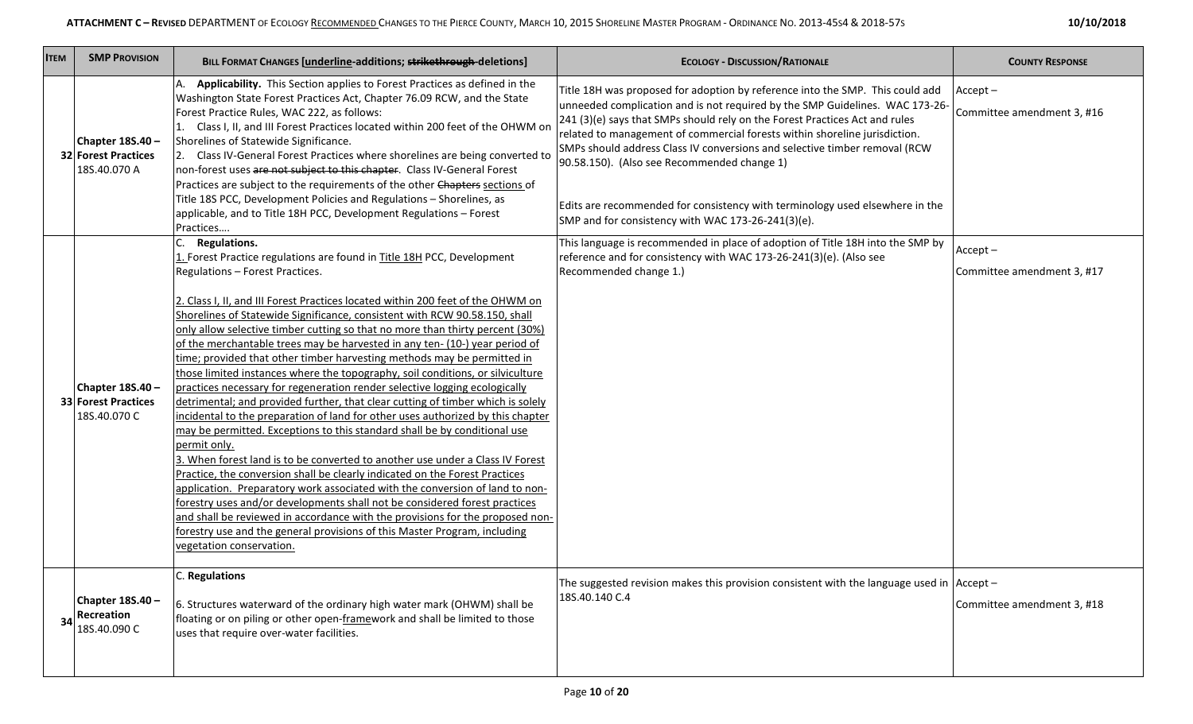| Item | SMP Provision | Bill Format Changes [<u>underline</u>-additions; ~~strikethrough~~-deletions] | Ecology - Discussion/Rationale | County Response |
|---|---|---|---|---|
| 32 | **Chapter 18S.40 – Forest Practices** 18S.40.070 A | A. **Applicability.** This Section applies to Forest Practices as defined in the Washington State Forest Practices Act, Chapter 76.09 RCW, and the State Forest Practice Rules, WAC 222, as follows:<br>1. Class I, II, and III Forest Practices located within 200 feet of the OHWM on Shorelines of Statewide Significance.<br>2. Class IV-General Forest Practices where shorelines are being converted to non-forest uses ~~are not subject to this chapter~~. Class IV-General Forest Practices are subject to the requirements of the other ~~Chapters~~ <u>sections</u> of Title 18S PCC, Development Policies and Regulations – Shorelines, as applicable, and to Title 18H PCC, Development Regulations – Forest Practices…. | Title 18H was proposed for adoption by reference into the SMP. This could add unneeded complication and is not required by the SMP Guidelines. WAC 173-26-241 (3)(e) says that SMPs should rely on the Forest Practices Act and rules related to management of commercial forests within shoreline jurisdiction. SMPs should address Class IV conversions and selective timber removal (RCW 90.58.150). (Also see Recommended change 1)<br><br>Edits are recommended for consistency with terminology used elsewhere in the SMP and for consistency with WAC 173-26-241(3)(e). | Accept –<br>Committee amendment 3, #16 |
| 33 | **Chapter 18S.40 – Forest Practices** 18S.40.070 C | C. **Regulations.**<br><u>1.</u> Forest Practice regulations are found in <u>Title 18H</u> PCC, Development Regulations – Forest Practices.<br><br><u>2. Class I, II, and III Forest Practices located within 200 feet of the OHWM on Shorelines of Statewide Significance, consistent with RCW 90.58.150, shall only allow selective timber cutting so that no more than thirty percent (30%) of the merchantable trees may be harvested in any ten- (10-) year period of time; provided that other timber harvesting methods may be permitted in those limited instances where the topography, soil conditions, or silviculture practices necessary for regeneration render selective logging ecologically detrimental; and provided further, that clear cutting of timber which is solely incidental to the preparation of land for other uses authorized by this chapter may be permitted. Exceptions to this standard shall be by conditional use permit only.</u><br><u>3. When forest land is to be converted to another use under a Class IV Forest Practice, the conversion shall be clearly indicated on the Forest Practices application. Preparatory work associated with the conversion of land to non-forestry uses and/or developments shall not be considered forest practices and shall be reviewed in accordance with the provisions for the proposed non-forestry use and the general provisions of this Master Program, including vegetation conservation.</u> | This language is recommended in place of adoption of Title 18H into the SMP by reference and for consistency with WAC 173-26-241(3)(e). (Also see Recommended change 1.) | Accept –<br>Committee amendment 3, #17 |
| 34 | **Chapter 18S.40 – Recreation** 18S.40.090 C | C. **Regulations**<br><br>6. Structures waterward of the ordinary high water mark (OHWM) shall be floating or on piling or other open-<u>frame</u>work and shall be limited to those uses that require over-water facilities. | The suggested revision makes this provision consistent with the language used in 18S.40.140 C.4 | Accept –<br>Committee amendment 3, #18 |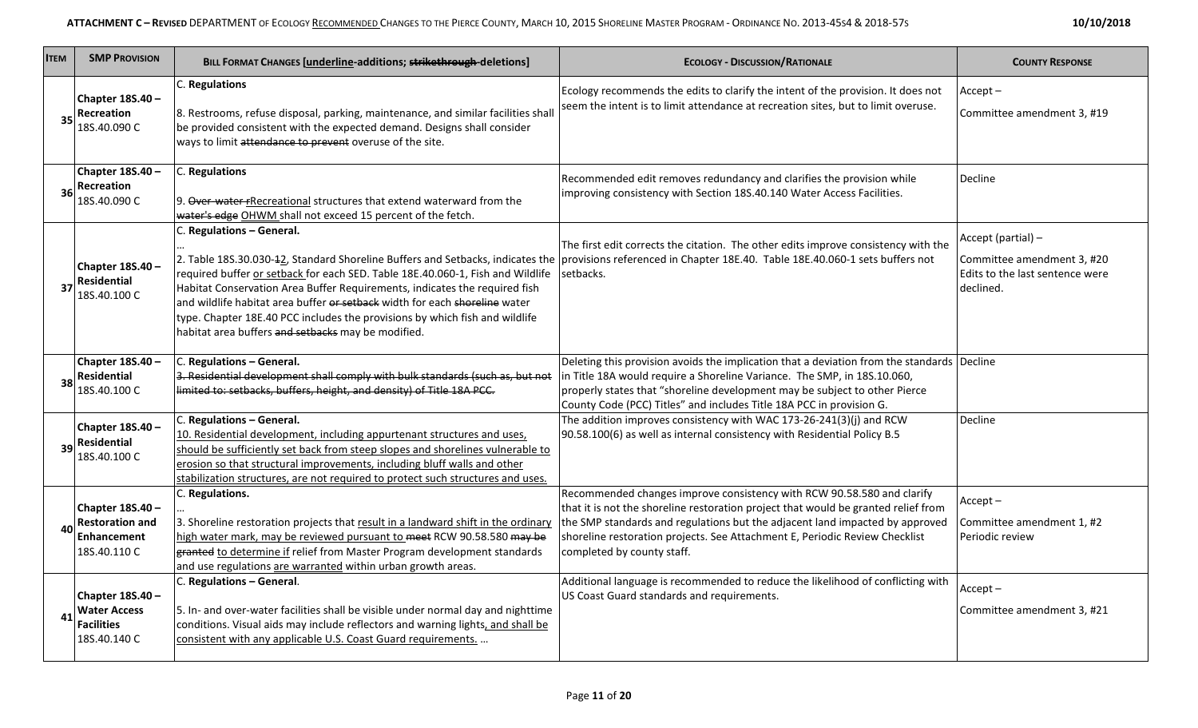| Item | SMP Provision | Bill Format Changes [<u>underline</u>-additions; ~~strikethrough~~ deletions] | Ecology - Discussion/Rationale | County Response |
|---|---|---|---|---|
| 35 | **Chapter 18S.40 – Recreation**<br>18S.40.090 C | C. **Regulations**<br><br>8. Restrooms, refuse disposal, parking, maintenance, and similar facilities shall be provided consistent with the expected demand. Designs shall consider ways to limit ~~attendance to prevent~~ overuse of the site. | Ecology recommends the edits to clarify the intent of the provision. It does not seem the intent is to limit attendance at recreation sites, but to limit overuse. | Accept –<br><br>Committee amendment 3, #19 |
| 36 | **Chapter 18S.40 – Recreation**<br>18S.40.090 C | C. **Regulations**<br><br>9. ~~Over-water r~~<u>R</u>ecreational structures that extend waterward from the ~~water's edge~~ <u>OHWM</u> shall not exceed 15 percent of the fetch. | Recommended edit removes redundancy and clarifies the provision while improving consistency with Section 18S.40.140 Water Access Facilities. | Decline |
| 37 | **Chapter 18S.40 – Residential**<br>18S.40.100 C | C. **Regulations – General.**<br>…<br>2. Table 18S.30.030-~~1~~<u>2</u>, Standard Shoreline Buffers and Setbacks, indicates the required buffer <u>or setback</u> for each SED. Table 18E.40.060-1, Fish and Wildlife Habitat Conservation Area Buffer Requirements, indicates the required fish and wildlife habitat area buffer ~~or setback~~ width for each ~~shoreline~~ water type. Chapter 18E.40 PCC includes the provisions by which fish and wildlife habitat area buffers ~~and setbacks~~ may be modified. | The first edit corrects the citation. The other edits improve consistency with the provisions referenced in Chapter 18E.40. Table 18E.40.060-1 sets buffers not setbacks. | Accept (partial) –<br><br>Committee amendment 3, #20<br>Edits to the last sentence were declined. |
| 38 | **Chapter 18S.40 – Residential**<br>18S.40.100 C | C. **Regulations – General.**<br>~~3. Residential development shall comply with bulk standards (such as, but not limited to: setbacks, buffers, height, and density) of Title 18A PCC.~~ | Deleting this provision avoids the implication that a deviation from the standards in Title 18A would require a Shoreline Variance. The SMP, in 18S.10.060, properly states that "shoreline development may be subject to other Pierce County Code (PCC) Titles" and includes Title 18A PCC in provision G. | Decline |
| 39 | **Chapter 18S.40 – Residential**<br>18S.40.100 C | C. **Regulations – General.**<br><u>10. Residential development, including appurtenant structures and uses, should be sufficiently set back from steep slopes and shorelines vulnerable to erosion so that structural improvements, including bluff walls and other stabilization structures, are not required to protect such structures and uses.</u> | The addition improves consistency with WAC 173-26-241(3)(j) and RCW 90.58.100(6) as well as internal consistency with Residential Policy B.5 | Decline |
| 40 | **Chapter 18S.40 – Restoration and Enhancement**<br>18S.40.110 C | C. **Regulations.**<br>…<br>3. Shoreline restoration projects that <u>result in a landward shift in the ordinary high water mark, may be reviewed pursuant to</u> ~~meet~~ RCW 90.58.580 ~~may be granted~~ <u>to determine if</u> relief from Master Program development standards and use regulations <u>are warranted</u> within urban growth areas. | Recommended changes improve consistency with RCW 90.58.580 and clarify that it is not the shoreline restoration project that would be granted relief from the SMP standards and regulations but the adjacent land impacted by approved shoreline restoration projects. See Attachment E, Periodic Review Checklist completed by county staff. | Accept –<br><br>Committee amendment 1, #2<br>Periodic review |
| 41 | **Chapter 18S.40 – Water Access Facilities**<br>18S.40.140 C | C. **Regulations – General**.<br><br>5. In- and over-water facilities shall be visible under normal day and nighttime conditions. Visual aids may include reflectors and warning lights<u>, and shall be consistent with any applicable U.S. Coast Guard requirements.</u> … | Additional language is recommended to reduce the likelihood of conflicting with US Coast Guard standards and requirements. | Accept –<br><br>Committee amendment 3, #21 |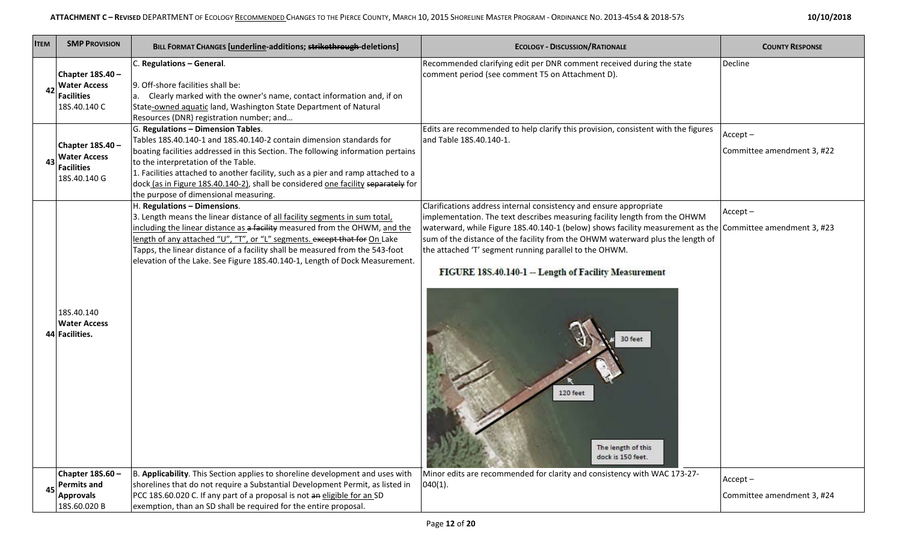| ITEM | SMP PROVISION | BILL FORMAT CHANGES [underline-additions; ~~strikethrough~~-deletions] | ECOLOGY - DISCUSSION/RATIONALE | COUNTY RESPONSE |
|---|---|---|---|---|
| 42 | **Chapter 18S.40 – Water Access Facilities** 18S.40.140 C | C. **Regulations – General**.<br><br>9. Off-shore facilities shall be:<br>a. Clearly marked with the owner's name, contact information and, if on State-<u>owned aquatic</u> land, Washington State Department of Natural Resources (DNR) registration number; and… | Recommended clarifying edit per DNR comment received during the state comment period (see comment T5 on Attachment D). | Decline |
| 43 | **Chapter 18S.40 – Water Access Facilities** 18S.40.140 G | G. **Regulations – Dimension Tables**.<br>Tables 18S.40.140-1 and 18S.40.140-2 contain dimension standards for boating facilities addressed in this Section. The following information pertains to the interpretation of the Table.<br>1. Facilities attached to another facility, such as a pier and ramp attached to a dock <u>(as in Figure 18S.40.140-2)</u>, shall be considered <u>one facility</u> ~~separately~~ for the purpose of dimensional measuring. | Edits are recommended to help clarify this provision, consistent with the figures and Table 18S.40.140-1. | Accept – Committee amendment 3, #22 |
| 44 | 18S.40.140 **Water Access Facilities.** | H. **Regulations – Dimensions**.<br>3. Length means the linear distance of <u>all facility segments in sum total, including the linear distance as</u> ~~a facility~~ measured from the OHWM, <u>and the length of any attached "U", "T", or "L" segments.</u> ~~except that for~~ <u>On</u> Lake Tapps, the linear distance of a facility shall be measured from the 543-foot elevation of the Lake. See Figure 18S.40.140-1, Length of Dock Measurement. | Clarifications address internal consistency and ensure appropriate implementation. The text describes measuring facility length from the OHWM waterward, while Figure 18S.40.140-1 (below) shows facility measurement as the sum of the distance of the facility from the OHWM waterward plus the length of the attached 'T' segment running parallel to the OHWM.<br><br>**FIGURE 18S.40.140-1 -- Length of Facility Measurement**<br><br>30 feet<br>120 feet<br>The length of this dock is 150 feet. | Accept – Committee amendment 3, #23 |
| 45 | **Chapter 18S.60 – Permits and Approvals** 18S.60.020 B | B. **Applicability**. This Section applies to shoreline development and uses with shorelines that do not require a Substantial Development Permit, as listed in PCC 18S.60.020 C. If any part of a proposal is not ~~an~~ <u>eligible for an</u> SD exemption, than an SD shall be required for the entire proposal. | Minor edits are recommended for clarity and consistency with WAC 173-27-040(1). | Accept – Committee amendment 3, #24 |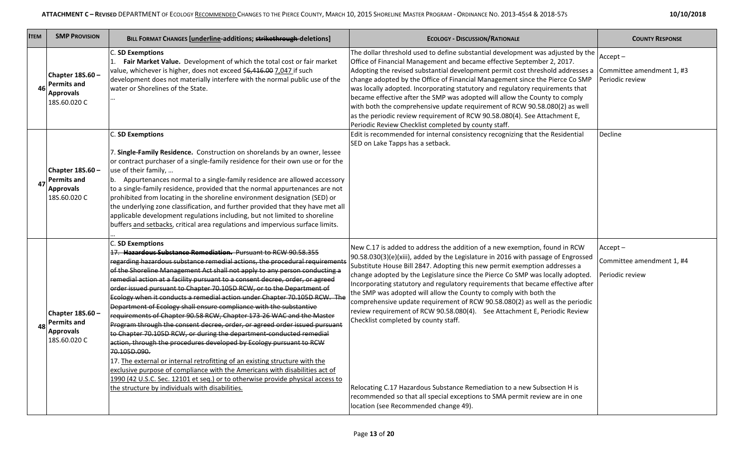| Item | SMP Provision | Bill Format Changes [<u>underline</u>-additions; ~~strikethrough~~-deletions] | Ecology - Discussion/Rationale | County Response |
|---|---|---|---|---|
| 46 | **Chapter 18S.60 – Permits and Approvals** 18S.60.020 C | C. **SD Exemptions**<br>1. **Fair Market Value.** Development of which the total cost or fair market value, whichever is higher, does not exceed ~~$6,416.00~~ <u>7,047</u> if such development does not materially interfere with the normal public use of the water or Shorelines of the State.<br>… | The dollar threshold used to define substantial development was adjusted by the Office of Financial Management and became effective September 2, 2017. Adopting the revised substantial development permit cost threshold addresses a change adopted by the Office of Financial Management since the Pierce Co SMP was locally adopted. Incorporating statutory and regulatory requirements that became effective after the SMP was adopted will allow the County to comply with both the comprehensive update requirement of RCW 90.58.080(2) as well as the periodic review requirement of RCW 90.58.080(4). See Attachment E, Periodic Review Checklist completed by county staff. | Accept –<br>Committee amendment 1, #3<br>Periodic review |
| 47 | **Chapter 18S.60 – Permits and Approvals** 18S.60.020 C | C. **SD Exemptions**<br>7. **Single-Family Residence.** Construction on shorelands by an owner, lessee or contract purchaser of a single-family residence for their own use or for the use of their family, …<br>b. Appurtenances normal to a single-family residence are allowed accessory to a single-family residence, provided that the normal appurtenances are not prohibited from locating in the shoreline environment designation (SED) or the underlying zone classification, and further provided that they have met all applicable development regulations including, but not limited to shoreline buffers<u> and setbacks</u>, critical area regulations and impervious surface limits.<br>… | Edit is recommended for internal consistency recognizing that the Residential SED on Lake Tapps has a setback. | Decline |
| 48 | **Chapter 18S.60 – Permits and Approvals** 18S.60.020 C | C. **SD Exemptions**<br>~~17. **Hazardous Substance Remediation.** Pursuant to RCW 90.58.355 regarding hazardous substance remedial actions, the procedural requirements of the Shoreline Management Act shall not apply to any person conducting a remedial action at a facility pursuant to a consent decree, order, or agreed order issued pursuant to Chapter 70.105D RCW, or to the Department of Ecology when it conducts a remedial action under Chapter 70.105D RCW. The Department of Ecology shall ensure compliance with the substantive requirements of Chapter 90.58 RCW, Chapter 173-26 WAC and the Master Program through the consent decree, order, or agreed order issued pursuant to Chapter 70.105D RCW, or during the department-conducted remedial action, through the procedures developed by Ecology pursuant to RCW 70.105D.090.~~<br>17. <u>The external or internal retrofitting of an existing structure with the exclusive purpose of compliance with the Americans with disabilities act of 1990 (42 U.S.C. Sec. 12101 et seq.) or to otherwise provide physical access to the structure by individuals with disabilities.</u> | New C.17 is added to address the addition of a new exemption, found in RCW 90.58.030(3)(e)(xiii), added by the Legislature in 2016 with passage of Engrossed Substitute House Bill 2847. Adopting this new permit exemption addresses a change adopted by the Legislature since the Pierce Co SMP was locally adopted. Incorporating statutory and regulatory requirements that became effective after the SMP was adopted will allow the County to comply with both the comprehensive update requirement of RCW 90.58.080(2) as well as the periodic review requirement of RCW 90.58.080(4). See Attachment E, Periodic Review Checklist completed by county staff.<br><br>Relocating C.17 Hazardous Substance Remediation to a new Subsection H is recommended so that all special exceptions to SMA permit review are in one location (see Recommended change 49). | Accept –<br>Committee amendment 1, #4<br>Periodic review |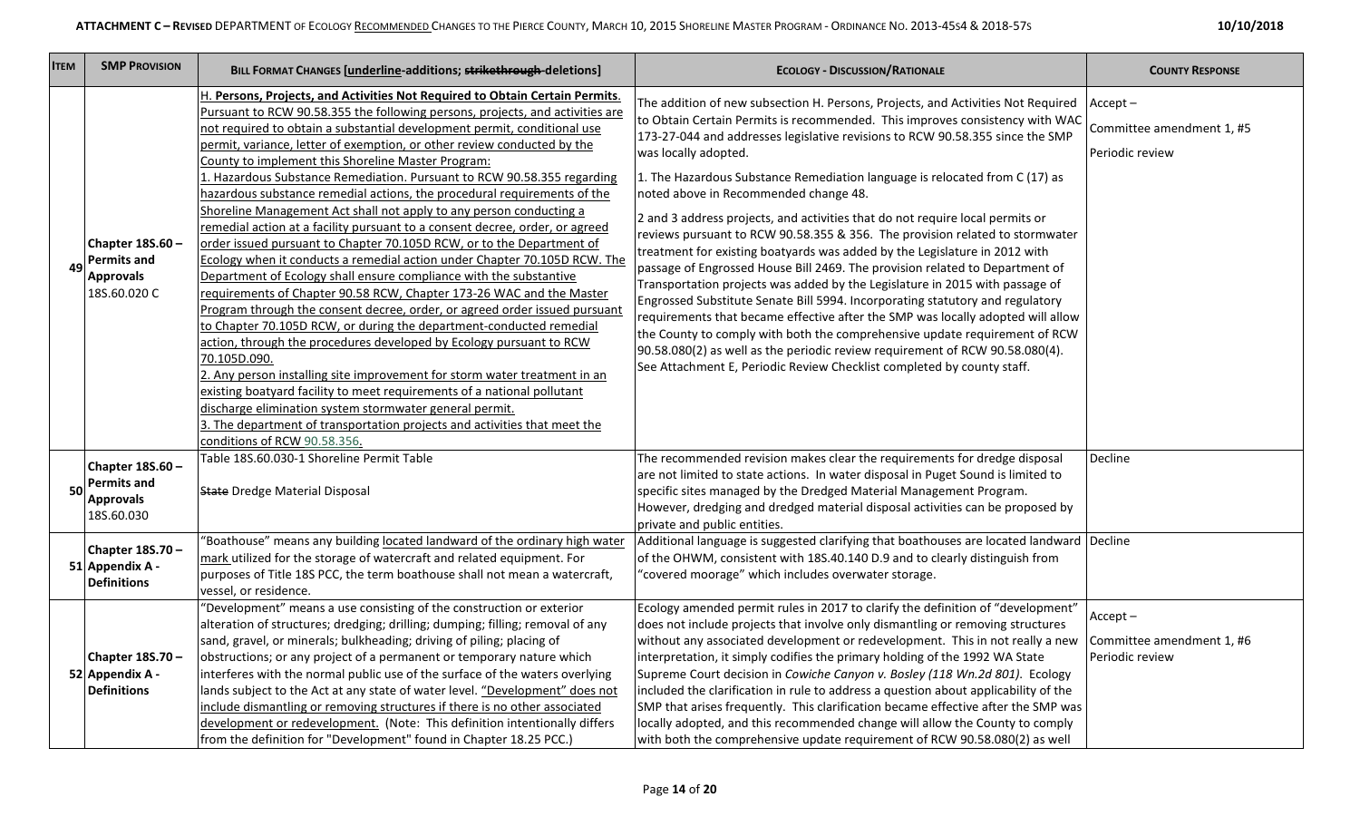| ITEM | SMP PROVISION | BILL FORMAT CHANGES [<u>underline</u>-additions; ~~strikethrough~~-deletions] | ECOLOGY - DISCUSSION/RATIONALE | COUNTY RESPONSE |
|---|---|---|---|---|
| 49 | **Chapter 18S.60 – Permits and Approvals** 18S.60.020 C | <u>H. **Persons, Projects, and Activities Not Required to Obtain Certain Permits**. Pursuant to RCW 90.58.355 the following persons, projects, and activities are not required to obtain a substantial development permit, conditional use permit, variance, letter of exemption, or other review conducted by the County to implement this Shoreline Master Program:</u><br><u>1. Hazardous Substance Remediation. Pursuant to RCW 90.58.355 regarding hazardous substance remedial actions, the procedural requirements of the Shoreline Management Act shall not apply to any person conducting a remedial action at a facility pursuant to a consent decree, order, or agreed order issued pursuant to Chapter 70.105D RCW, or to the Department of Ecology when it conducts a remedial action under Chapter 70.105D RCW. The Department of Ecology shall ensure compliance with the substantive requirements of Chapter 90.58 RCW, Chapter 173-26 WAC and the Master Program through the consent decree, order, or agreed order issued pursuant to Chapter 70.105D RCW, or during the department-conducted remedial action, through the procedures developed by Ecology pursuant to RCW 70.105D.090.</u><br><u>2. Any person installing site improvement for storm water treatment in an existing boatyard facility to meet requirements of a national pollutant discharge elimination system stormwater general permit.</u><br><u>3. The department of transportation projects and activities that meet the conditions of RCW 90.58.356.</u> | The addition of new subsection H. Persons, Projects, and Activities Not Required to Obtain Certain Permits is recommended. This improves consistency with WAC 173-27-044 and addresses legislative revisions to RCW 90.58.355 since the SMP was locally adopted.<br><br>1. The Hazardous Substance Remediation language is relocated from C (17) as noted above in Recommended change 48.<br><br>2 and 3 address projects, and activities that do not require local permits or reviews pursuant to RCW 90.58.355 & 356. The provision related to stormwater treatment for existing boatyards was added by the Legislature in 2012 with passage of Engrossed House Bill 2469. The provision related to Department of Transportation projects was added by the Legislature in 2015 with passage of Engrossed Substitute Senate Bill 5994. Incorporating statutory and regulatory requirements that became effective after the SMP was locally adopted will allow the County to comply with both the comprehensive update requirement of RCW 90.58.080(2) as well as the periodic review requirement of RCW 90.58.080(4). See Attachment E, Periodic Review Checklist completed by county staff. | Accept –<br><br>Committee amendment 1, #5<br><br>Periodic review |
| 50 | **Chapter 18S.60 – Permits and Approvals** 18S.60.030 | Table 18S.60.030-1 Shoreline Permit Table<br><br>~~State~~ Dredge Material Disposal | The recommended revision makes clear the requirements for dredge disposal are not limited to state actions. In water disposal in Puget Sound is limited to specific sites managed by the Dredged Material Management Program. However, dredging and dredged material disposal activities can be proposed by private and public entities. | Decline |
| 51 | **Chapter 18S.70 – Appendix A - Definitions** | "Boathouse" means any building <u>located landward of the ordinary high water mark</u> utilized for the storage of watercraft and related equipment. For purposes of Title 18S PCC, the term boathouse shall not mean a watercraft, vessel, or residence. | Additional language is suggested clarifying that boathouses are located landward of the OHWM, consistent with 18S.40.140 D.9 and to clearly distinguish from "covered moorage" which includes overwater storage. | Decline |
| 52 | **Chapter 18S.70 – Appendix A - Definitions** | "Development" means a use consisting of the construction or exterior alteration of structures; dredging; drilling; dumping; filling; removal of any sand, gravel, or minerals; bulkheading; driving of piling; placing of obstructions; or any project of a permanent or temporary nature which interferes with the normal public use of the surface of the waters overlying lands subject to the Act at any state of water level. <u>"Development" does not include dismantling or removing structures if there is no other associated development or redevelopment.</u> (Note: This definition intentionally differs from the definition for "Development" found in Chapter 18.25 PCC.) | Ecology amended permit rules in 2017 to clarify the definition of "development" does not include projects that involve only dismantling or removing structures without any associated development or redevelopment. This in not really a new interpretation, it simply codifies the primary holding of the 1992 WA State Supreme Court decision in *Cowiche Canyon v. Bosley (118 Wn.2d 801).* Ecology included the clarification in rule to address a question about applicability of the SMP that arises frequently. This clarification became effective after the SMP was locally adopted, and this recommended change will allow the County to comply with both the comprehensive update requirement of RCW 90.58.080(2) as well | Accept –<br><br>Committee amendment 1, #6<br>Periodic review |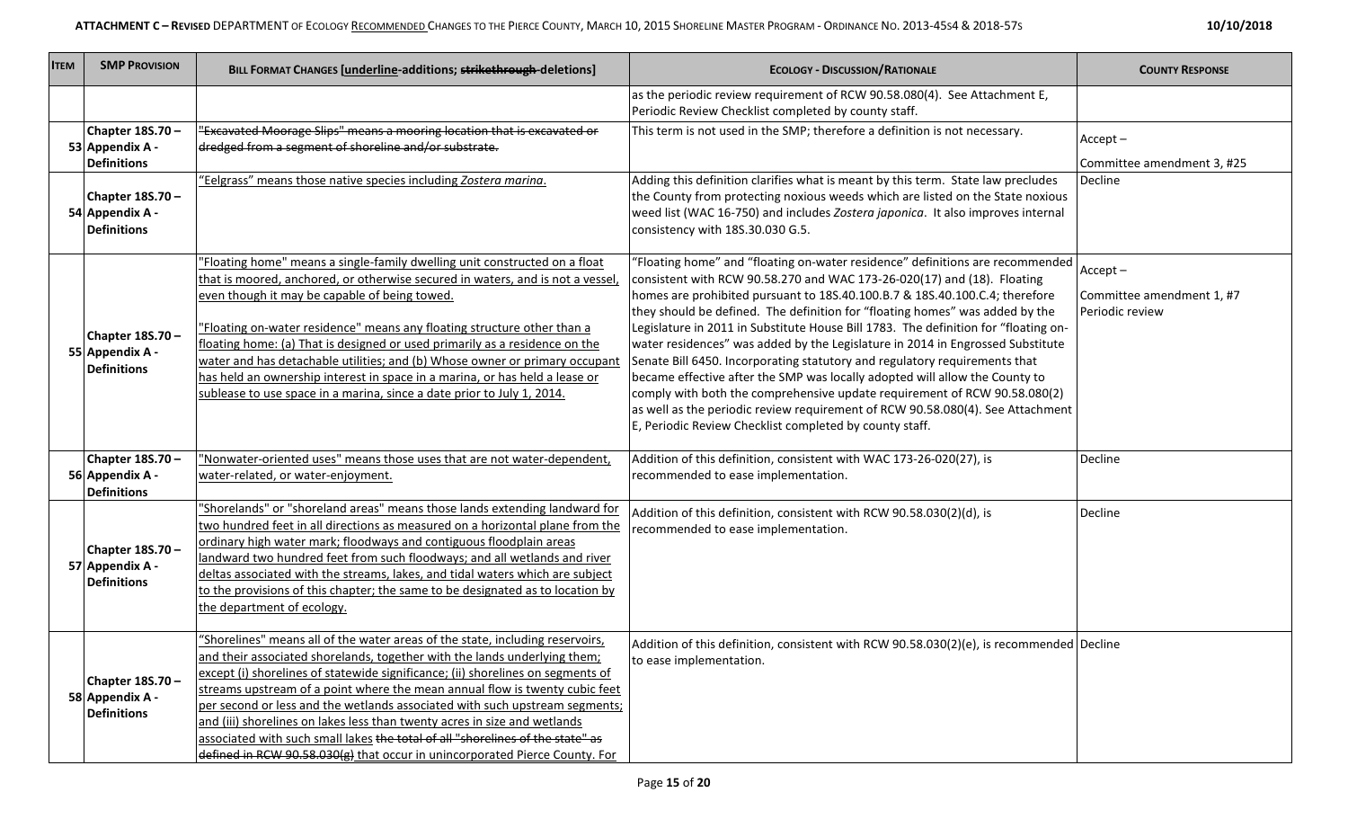| ITEM | SMP PROVISION | BILL FORMAT CHANGES [underline-additions; ~~strikethrough~~ deletions] | ECOLOGY - DISCUSSION/RATIONALE | COUNTY RESPONSE |
|---|---|---|---|---|
| | | | as the periodic review requirement of RCW 90.58.080(4). See Attachment E, Periodic Review Checklist completed by county staff. | |
| 53 | Chapter 18S.70 – Appendix A - Definitions | ~~"Excavated Moorage Slips" means a mooring location that is excavated or dredged from a segment of shoreline and/or substrate.~~ | This term is not used in the SMP; therefore a definition is not necessary. | Accept – Committee amendment 3, #25 |
| 54 | Chapter 18S.70 – Appendix A - Definitions | <u>"Eelgrass" means those native species including *Zostera marina*.</u> | Adding this definition clarifies what is meant by this term. State law precludes the County from protecting noxious weeds which are listed on the State noxious weed list (WAC 16-750) and includes *Zostera japonica*. It also improves internal consistency with 18S.30.030 G.5. | Decline |
| 55 | Chapter 18S.70 – Appendix A - Definitions | <u>"Floating home" means a single-family dwelling unit constructed on a float that is moored, anchored, or otherwise secured in waters, and is not a vessel, even though it may be capable of being towed.</u><br><br><u>"Floating on-water residence" means any floating structure other than a floating home: (a) That is designed or used primarily as a residence on the water and has detachable utilities; and (b) Whose owner or primary occupant has held an ownership interest in space in a marina, or has held a lease or sublease to use space in a marina, since a date prior to July 1, 2014.</u> | "Floating home" and "floating on-water residence" definitions are recommended consistent with RCW 90.58.270 and WAC 173-26-020(17) and (18). Floating homes are prohibited pursuant to 18S.40.100.B.7 & 18S.40.100.C.4; therefore they should be defined. The definition for "floating homes" was added by the Legislature in 2011 in Substitute House Bill 1783. The definition for "floating on-water residences" was added by the Legislature in 2014 in Engrossed Substitute Senate Bill 6450. Incorporating statutory and regulatory requirements that became effective after the SMP was locally adopted will allow the County to comply with both the comprehensive update requirement of RCW 90.58.080(2) as well as the periodic review requirement of RCW 90.58.080(4). See Attachment E, Periodic Review Checklist completed by county staff. | Accept – Committee amendment 1, #7 Periodic review |
| 56 | Chapter 18S.70 – Appendix A - Definitions | <u>"Nonwater-oriented uses" means those uses that are not water-dependent, water-related, or water-enjoyment.</u> | Addition of this definition, consistent with WAC 173-26-020(27), is recommended to ease implementation. | Decline |
| 57 | Chapter 18S.70 – Appendix A - Definitions | <u>"Shorelands" or "shoreland areas" means those lands extending landward for two hundred feet in all directions as measured on a horizontal plane from the ordinary high water mark; floodways and contiguous floodplain areas landward two hundred feet from such floodways; and all wetlands and river deltas associated with the streams, lakes, and tidal waters which are subject to the provisions of this chapter; the same to be designated as to location by the department of ecology.</u> | Addition of this definition, consistent with RCW 90.58.030(2)(d), is recommended to ease implementation. | Decline |
| 58 | Chapter 18S.70 – Appendix A - Definitions | "Shorelines" means <u>all of the water areas of the state, including reservoirs, and their associated shorelands, together with the lands underlying them; except (i) shorelines of statewide significance; (ii) shorelines on segments of streams upstream of a point where the mean annual flow is twenty cubic feet per second or less and the wetlands associated with such upstream segments; and (iii) shorelines on lakes less than twenty acres in size and wetlands associated with such small lakes</u> ~~the total of all "shorelines of the state" as defined in RCW 90.58.030(g)~~ that occur in unincorporated Pierce County. For | Addition of this definition, consistent with RCW 90.58.030(2)(e), is recommended to ease implementation. | Decline |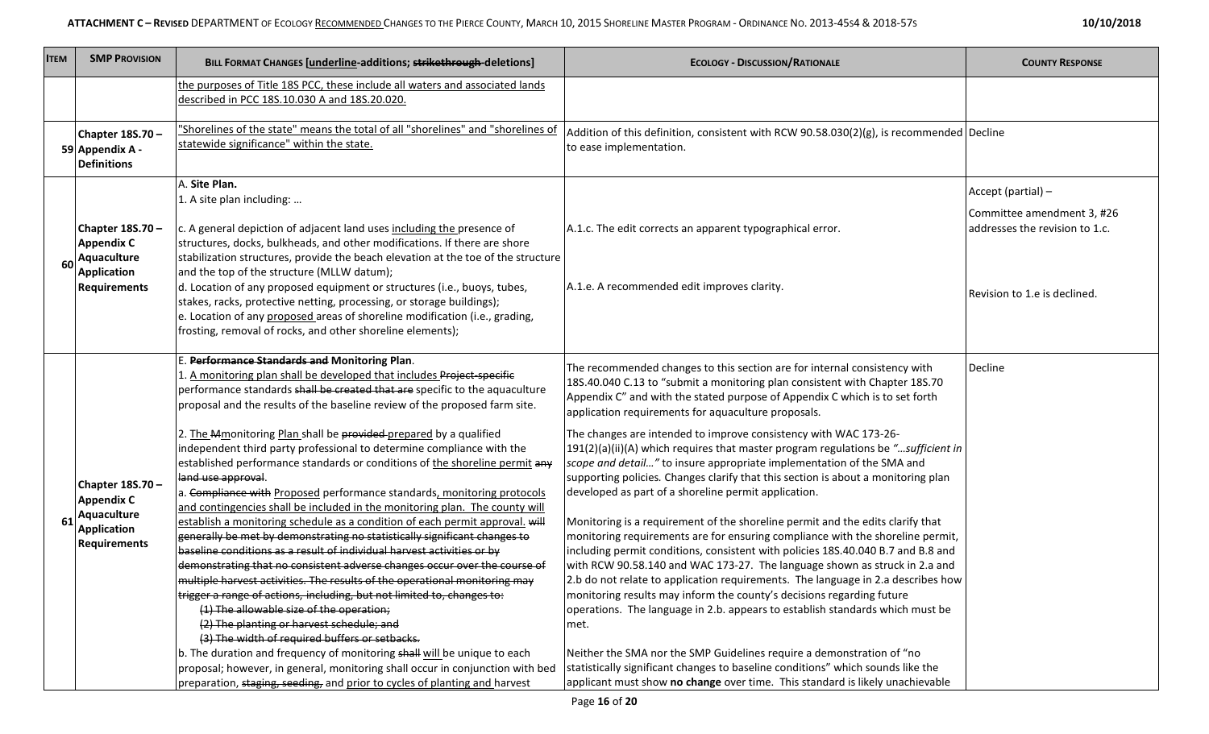| ITEM | SMP PROVISION | BILL FORMAT CHANGES [<u>underline</u>-additions; ~~strikethrough~~-deletions] | ECOLOGY - DISCUSSION/RATIONALE | COUNTY RESPONSE |
|---|---|---|---|---|
| | | <u>the purposes of Title 18S PCC, these include all waters and associated lands described in PCC 18S.10.030 A and 18S.20.020.</u> | | |
| 59 | **Chapter 18S.70 – Appendix A - Definitions** | <u>"Shorelines of the state" means the total of all "shorelines" and "shorelines of statewide significance" within the state.</u> | Addition of this definition, consistent with RCW 90.58.030(2)(g), is recommended to ease implementation. | Decline |
| 60 | **Chapter 18S.70 – Appendix C Aquaculture Application Requirements** | A. **Site Plan.**<br>1. A site plan including: …<br><br>c. A general depiction of adjacent land uses <u>including the</u> presence of structures, docks, bulkheads, and other modifications. If there are shore stabilization structures, provide the beach elevation at the toe of the structure and the top of the structure (MLLW datum);<br>d. Location of any proposed equipment or structures (i.e., buoys, tubes, stakes, racks, protective netting, processing, or storage buildings);<br>e. Location of any <u>proposed</u> areas of shoreline modification (i.e., grading, frosting, removal of rocks, and other shoreline elements); | A.1.c. The edit corrects an apparent typographical error.<br><br>A.1.e. A recommended edit improves clarity. | Accept (partial) –<br><br>Committee amendment 3, #26 addresses the revision to 1.c.<br><br>Revision to 1.e is declined. |
| 61 | **Chapter 18S.70 – Appendix C Aquaculture Application Requirements** | E. ~~**Performance Standards and**~~ **Monitoring Plan**.<br>1. <u>A monitoring plan shall be developed that includes</u> ~~Project-specific~~ performance standards ~~shall be created that are~~ specific to the aquaculture proposal and the results of the baseline review of the proposed farm site.<br><br>2. <u>The</u> ~~M~~<u>m</u>onitoring <u>Plan</u> shall be ~~provided~~ <u>prepared</u> by a qualified independent third party professional to determine compliance with the established performance standards or conditions of <u>the shoreline permit</u> ~~any land use approval~~.<br>a. ~~Compliance with~~ <u>Proposed</u> performance standards<u>, monitoring protocols and contingencies shall be included in the monitoring plan. The county will establish a monitoring schedule as a condition of each permit approval.</u> ~~will generally be met by demonstrating that no statistically significant changes to baseline conditions as a result of individual harvest activities or by demonstrating that no consistent adverse changes occur over the course of multiple harvest activities. The results of the operational monitoring may trigger a range of actions, including, but not limited to, changes to:~~<br>~~(1) The allowable size of the operation;~~<br>~~(2) The planting or harvest schedule; and~~<br>~~(3) The width of required buffers or setbacks.~~<br>b. The duration and frequency of monitoring ~~shall~~ <u>will</u> be unique to each proposal; however, in general, monitoring shall occur in conjunction with bed preparation, ~~staging, seeding,~~ and <u>prior to cycles of planting and</u> harvest | The recommended changes to this section are for internal consistency with 18S.40.040 C.13 to "submit a monitoring plan consistent with Chapter 18S.70 Appendix C" and with the stated purpose of Appendix C which is to set forth application requirements for aquaculture proposals.<br><br>The changes are intended to improve consistency with WAC 173-26-191(2)(a)(ii)(A) which requires that master program regulations be *"…sufficient in scope and detail…"* to insure appropriate implementation of the SMA and supporting policies. Changes clarify that this section is about a monitoring plan developed as part of a shoreline permit application.<br><br>Monitoring is a requirement of the shoreline permit and the edits clarify that monitoring requirements are for ensuring compliance with the shoreline permit, including permit conditions, consistent with policies 18S.40.040 B.7 and B.8 and with RCW 90.58.140 and WAC 173-27. The language shown as struck in 2.a and 2.b do not relate to application requirements. The language in 2.a describes how monitoring results may inform the county's decisions regarding future operations. The language in 2.b. appears to establish standards which must be met.<br><br>Neither the SMA nor the SMP Guidelines require a demonstration of "no statistically significant changes to baseline conditions" which sounds like the applicant must show **no change** over time. This standard is likely unachievable | Decline |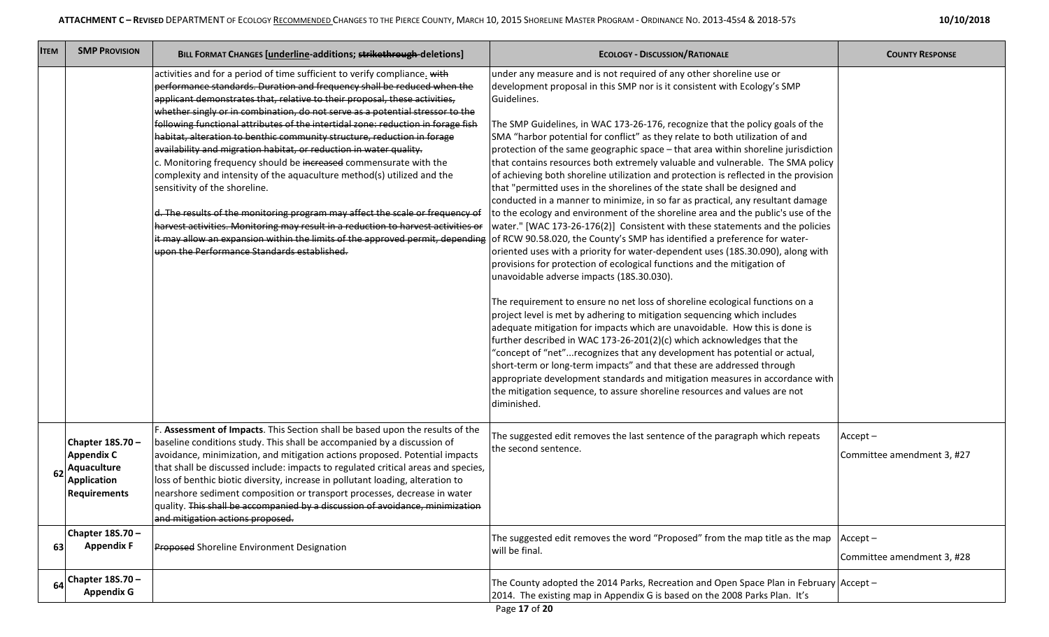| Item | SMP Provision | Bill Format Changes [underline-additions; ~~strikethrough~~-deletions] | Ecology - Discussion/Rationale | County Response |
|---|---|---|---|---|
| | | activities and for a period of time sufficient to verify compliance. ~~with performance standards. Duration and frequency shall be reduced when the applicant demonstrates that, relative to their proposal, these activities, whether singly or in combination, do not serve as a potential stressor to the following functional attributes of the intertidal zone: reduction in forage fish habitat, alteration to benthic community structure, reduction in forage availability and migration habitat, or reduction in water quality.~~ c. Monitoring frequency should be ~~increased~~ commensurate with the complexity and intensity of the aquaculture method(s) utilized and the sensitivity of the shoreline. ~~d. The results of the monitoring program may affect the scale or frequency of harvest activities. Monitoring may result in a reduction to harvest activities or it may allow an expansion within the limits of the approved permit, depending upon the Performance Standards established.~~ | under any measure and is not required of any other shoreline use or development proposal in this SMP nor is it consistent with Ecology's SMP Guidelines. The SMP Guidelines, in WAC 173-26-176, recognize that the policy goals of the SMA "harbor potential for conflict" as they relate to both utilization of and protection of the same geographic space – that area within shoreline jurisdiction that contains resources both extremely valuable and vulnerable. The SMA policy of achieving both shoreline utilization and protection is reflected in the provision that "permitted uses in the shorelines of the state shall be designed and conducted in a manner to minimize, in so far as practical, any resultant damage to the ecology and environment of the shoreline area and the public's use of the water." [WAC 173-26-176(2)] Consistent with these statements and the policies of RCW 90.58.020, the County's SMP has identified a preference for water-oriented uses with a priority for water-dependent uses (18S.30.090), along with provisions for protection of ecological functions and the mitigation of unavoidable adverse impacts (18S.30.030). The requirement to ensure no net loss of shoreline ecological functions on a project level is met by adhering to mitigation sequencing which includes adequate mitigation for impacts which are unavoidable. How this is done is further described in WAC 173-26-201(2)(c) which acknowledges that the "concept of "net"...recognizes that any development has potential or actual, short-term or long-term impacts" and that these are addressed through appropriate development standards and mitigation measures in accordance with the mitigation sequence, to assure shoreline resources and values are not diminished. | |
| 62 | Chapter 18S.70 – Appendix C Aquaculture Application Requirements | F. **Assessment of Impacts**. This Section shall be based upon the results of the baseline conditions study. This shall be accompanied by a discussion of avoidance, minimization, and mitigation actions proposed. Potential impacts that shall be discussed include: impacts to regulated critical areas and species, loss of benthic biotic diversity, increase in pollutant loading, alteration to nearshore sediment composition or transport processes, decrease in water quality. ~~This shall be accompanied by a discussion of avoidance, minimization and mitigation actions proposed.~~ | The suggested edit removes the last sentence of the paragraph which repeats the second sentence. | Accept – Committee amendment 3, #27 |
| 63 | Chapter 18S.70 – Appendix F | ~~Proposed~~ Shoreline Environment Designation | The suggested edit removes the word "Proposed" from the map title as the map will be final. | Accept – Committee amendment 3, #28 |
| 64 | Chapter 18S.70 – Appendix G | | The County adopted the 2014 Parks, Recreation and Open Space Plan in February 2014. The existing map in Appendix G is based on the 2008 Parks Plan. It's | Accept – |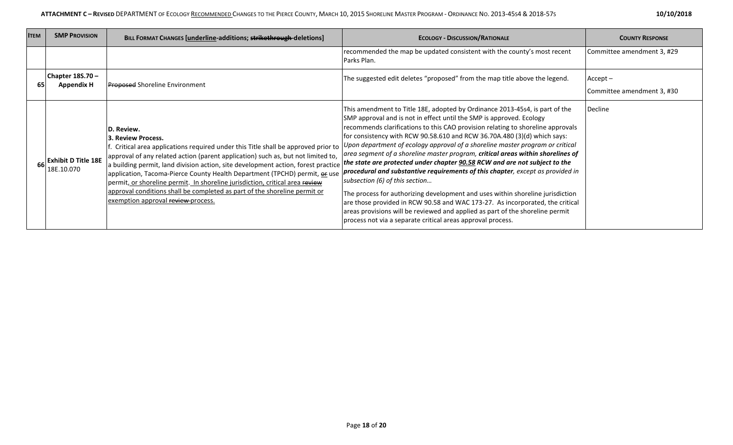| Item | SMP Provision | Bill Format Changes [underline-additions; ~~strikethrough~~ deletions] | Ecology - Discussion/Rationale | County Response |
|---|---|---|---|---|
| | | | recommended the map be updated consistent with the county's most recent Parks Plan. | Committee amendment 3, #29 |
| 65 | **Chapter 18S.70 – Appendix H** | ~~Proposed~~ Shoreline Environment | The suggested edit deletes "proposed" from the map title above the legend. | Accept – Committee amendment 3, #30 |
| 66 | **Exhibit D Title 18E** 18E.10.070 | **D. Review.**<br>**3. Review Process.**<br>f. Critical area applications required under this Title shall be approved prior to approval of any related action (parent application) such as, but not limited to, a building permit, land division action, site development action, forest practice application, Tacoma-Pierce County Health Department (TPCHD) permit, ~~or~~ use permit<u>, or shoreline permit</u>. <u>In shoreline jurisdiction, critical area</u> ~~review~~ <u>approval conditions shall be completed as part of the shoreline permit or exemption approval</u> ~~review~~ process. | This amendment to Title 18E, adopted by Ordinance 2013-45s4, is part of the SMP approval and is not in effect until the SMP is approved. Ecology recommends clarifications to this CAO provision relating to shoreline approvals for consistency with RCW 90.58.610 and RCW 36.70A.480 (3)(d) which says: *Upon department of ecology approval of a shoreline master program or critical area segment of a shoreline master program,* ***critical areas within shorelines of the state are protected under chapter <u>90.58</u> RCW and are not subject to the procedural and substantive requirements of this chapter****, except as provided in subsection (6) of this section…*<br><br>The process for authorizing development and uses within shoreline jurisdiction are those provided in RCW 90.58 and WAC 173-27. As incorporated, the critical areas provisions will be reviewed and applied as part of the shoreline permit process not via a separate critical areas approval process. | Decline |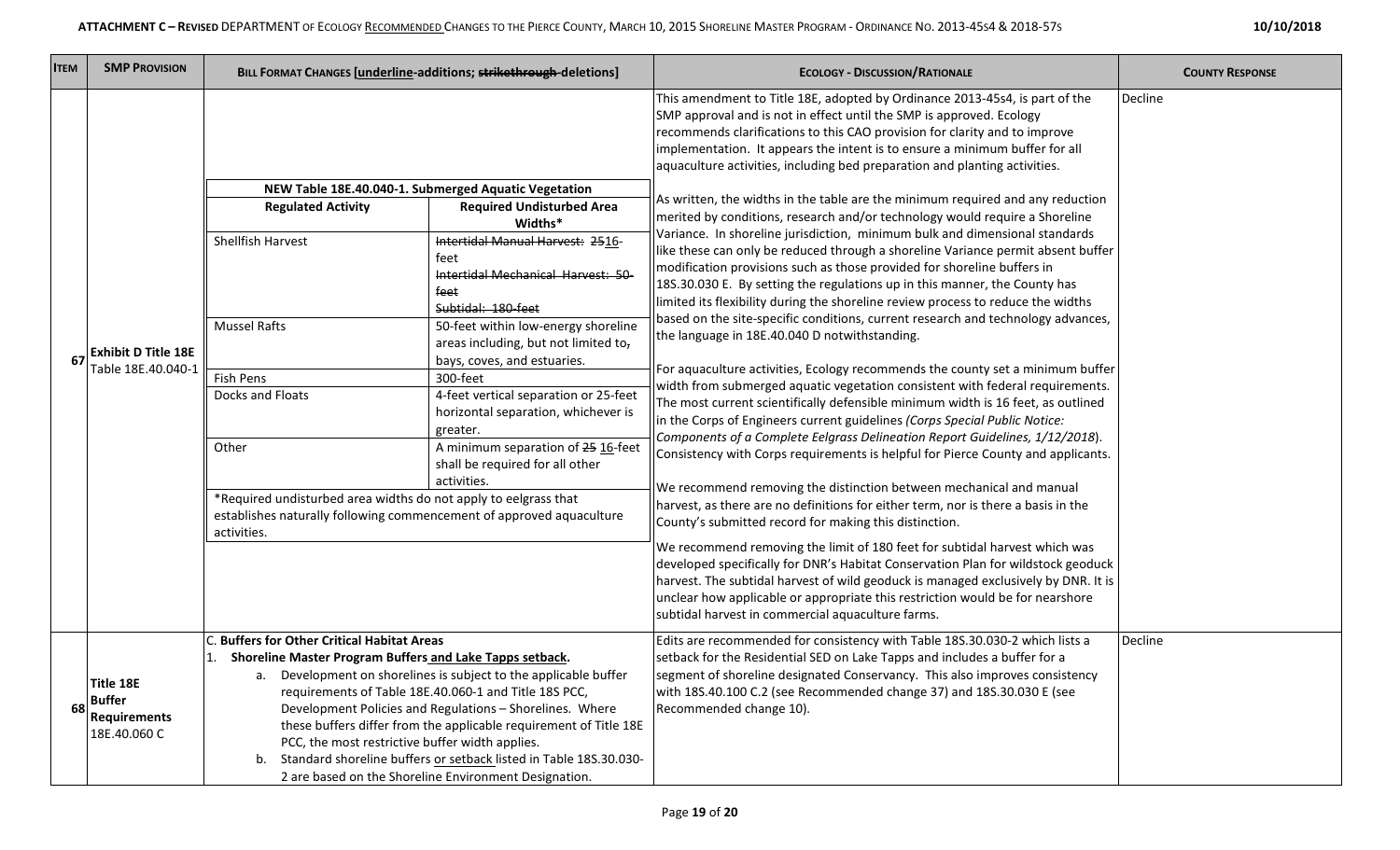| Item | SMP Provision | Bill Format Changes [underline-additions; ~~strikethrough~~ deletions] | Ecology - Discussion/Rationale | County Response |
|---|---|---|---|---|
| 67 | **Exhibit D Title 18E** Table 18E.40.040-1 | **NEW Table 18E.40.040-1. Submerged Aquatic Vegetation**<br><br>**Regulated Activity** / **Required Undisturbed Area Widths***<br><br>Shellfish Harvest: ~~Intertidal Manual Harvest: 25~~16-feet ~~Intertidal Mechanical Harvest: 50-feet~~ ~~Subtidal: 180-feet~~<br><br>Mussel Rafts: 50-feet within low-energy shoreline areas including, but not limited to~~,~~ bays, coves, and estuaries.<br><br>Fish Pens: 300-feet<br><br>Docks and Floats: 4-feet vertical separation or 25-feet horizontal separation, whichever is greater.<br><br>Other: A minimum separation of ~~25~~ 16-feet shall be required for all other activities.<br><br>*Required undisturbed area widths do not apply to eelgrass that establishes naturally following commencement of approved aquaculture activities. | This amendment to Title 18E, adopted by Ordinance 2013-45s4, is part of the SMP approval and is not in effect until the SMP is approved. Ecology recommends clarifications to this CAO provision for clarity and to improve implementation. It appears the intent is to ensure a minimum buffer for all aquaculture activities, including bed preparation and planting activities.<br><br>As written, the widths in the table are the minimum required and any reduction merited by conditions, research and/or technology would require a Shoreline Variance. In shoreline jurisdiction, minimum bulk and dimensional standards like these can only be reduced through a shoreline Variance permit absent buffer modification provisions such as those provided for shoreline buffers in 18S.30.030 E. By setting the regulations up in this manner, the County has limited its flexibility during the shoreline review process to reduce the widths based on the site-specific conditions, current research and technology advances, the language in 18E.40.040 D notwithstanding.<br><br>For aquaculture activities, Ecology recommends the county set a minimum buffer width from submerged aquatic vegetation consistent with federal requirements. The most current scientifically defensible minimum width is 16 feet, as outlined in the Corps of Engineers current guidelines *(Corps Special Public Notice: Components of a Complete Eelgrass Delineation Report Guidelines, 1/12/2018*). Consistency with Corps requirements is helpful for Pierce County and applicants.<br><br>We recommend removing the distinction between mechanical and manual harvest, as there are no definitions for either term, nor is there a basis in the County's submitted record for making this distinction.<br><br>We recommend removing the limit of 180 feet for subtidal harvest which was developed specifically for DNR's Habitat Conservation Plan for wildstock geoduck harvest. The subtidal harvest of wild geoduck is managed exclusively by DNR. It is unclear how applicable or appropriate this restriction would be for nearshore subtidal harvest in commercial aquaculture farms. | Decline |
| 68 | **Title 18E Buffer Requirements** 18E.40.060 C | C. **Buffers for Other Critical Habitat Areas**<br>1. **Shoreline Master Program Buffers and Lake Tapps setback.**<br>a. Development on shorelines is subject to the applicable buffer requirements of Table 18E.40.060-1 and Title 18S PCC, Development Policies and Regulations – Shorelines. Where these buffers differ from the applicable requirement of Title 18E PCC, the most restrictive buffer width applies.<br>b. Standard shoreline buffers or setback listed in Table 18S.30.030-2 are based on the Shoreline Environment Designation. | Edits are recommended for consistency with Table 18S.30.030-2 which lists a setback for the Residential SED on Lake Tapps and includes a buffer for a segment of shoreline designated Conservancy. This also improves consistency with 18S.40.100 C.2 (see Recommended change 37) and 18S.30.030 E (see Recommended change 10). | Decline |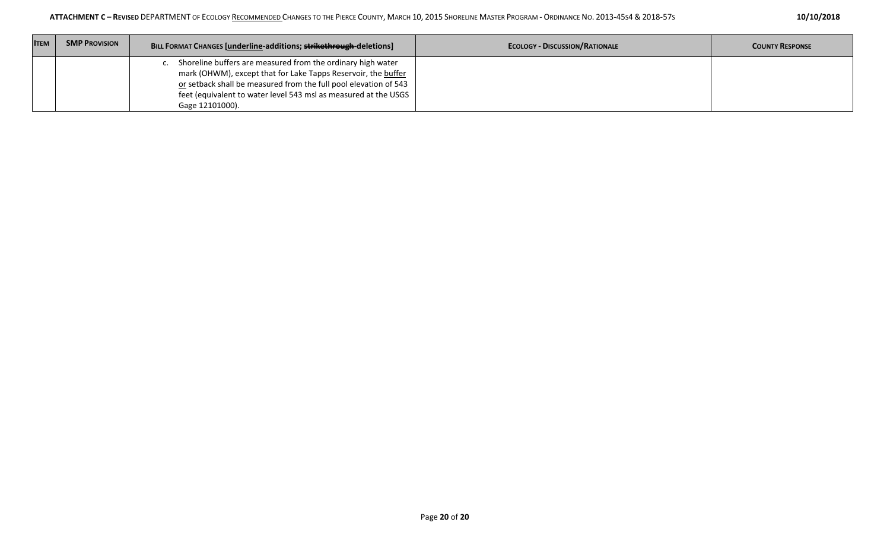| ITEM | SMP PROVISION | BILL FORMAT CHANGES [underline-additions; ~~strikethrough~~ deletions] | ECOLOGY - DISCUSSION/RATIONALE | COUNTY RESPONSE |
|---|---|---|---|---|
| | | c. Shoreline buffers are measured from the ordinary high water mark (OHWM), except that for Lake Tapps Reservoir, the <u>buffer or</u> setback shall be measured from the full pool elevation of 543 feet (equivalent to water level 543 msl as measured at the USGS Gage 12101000). | | |